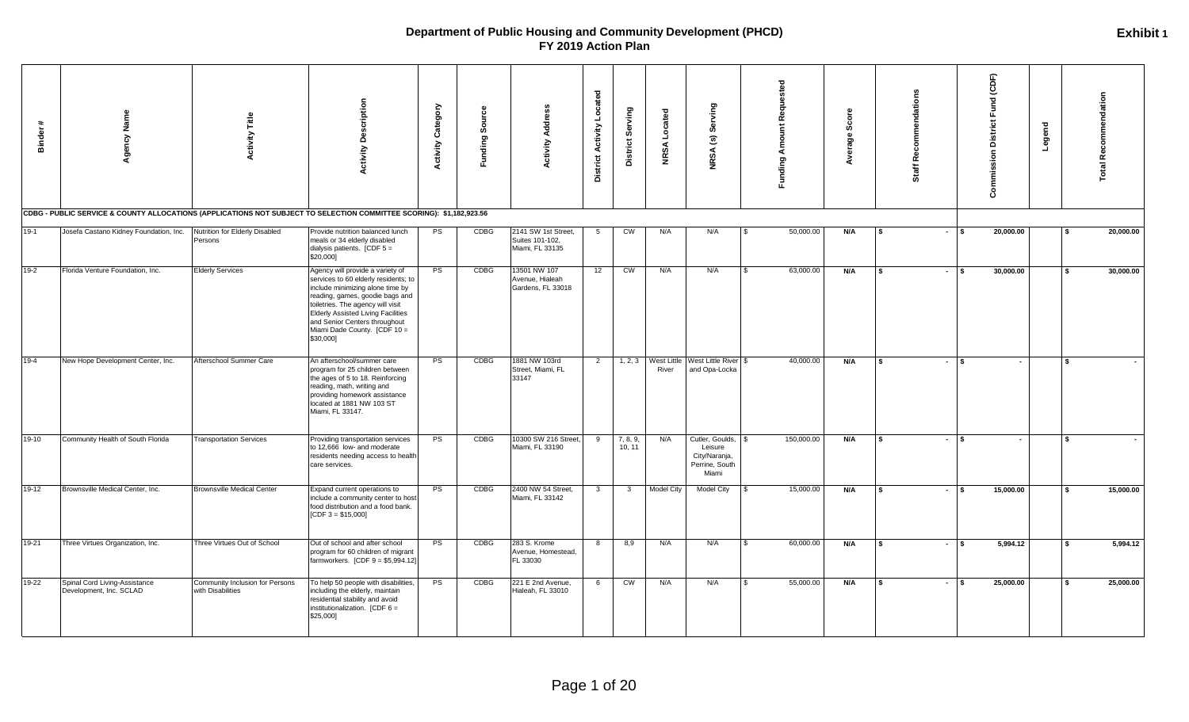# Department of Public Housing and Community Development (PHCD)
## FY 2019 Action Plan

**Exhibit 1**

| Binder # | Agency Name | Activity Title | Activity Description | Activity Category | Funding Source | Activity Address | District Activity Located | District Serving | NRSA Located | NRSA (s) Serving | Funding Amount Requested | Average Score | Staff Recommendations | Commission District Fund (CDF) | Legend | Total Recommendation |
|---|---|---|---|---|---|---|---|---|---|---|---|---|---|---|---|---|
| **CDBG - PUBLIC SERVICE & COUNTY ALLOCATIONS (APPLICATIONS NOT SUBJECT TO SELECTION COMMITTEE SCORING): $1,182,923.56** | | | | | | | | | | | | | | | | |
| 19-1 | Josefa Castano Kidney Foundation, Inc. | Nutrition for Elderly Disabled Persons | Provide nutrition balanced lunch meals or 34 elderly disabled dialysis patients. [CDF 5 = $20,000] | PS | CDBG | 2141 SW 1st Street, Suites 101-102, Miami, FL 33135 | 5 | CW | N/A | N/A | $ 50,000.00 | N/A | $ - | $ 20,000.00 | | $ 20,000.00 |
| 19-2 | Florida Venture Foundation, Inc. | Elderly Services | Agency will provide a variety of services to 60 elderly residents; to include minimizing alone time by reading, games, goodie bags and toiletries. The agency will visit Elderly Assisted Living Facilities and Senior Centers throughout Miami Dade County. [CDF 10 = $30,000] | PS | CDBG | 13501 NW 107 Avenue, Hialeah Gardens, FL 33018 | 12 | CW | N/A | N/A | $ 63,000.00 | N/A | $ - | $ 30,000.00 | | $ 30,000.00 |
| 19-4 | New Hope Development Center, Inc. | Afterschool Summer Care | An afterschool/summer care program for 25 children between the ages of 5 to 18. Reinforcing reading, math, writing and providing homework assistance located at 1881 NW 103 ST Miami, FL 33147. | PS | CDBG | 1881 NW 103rd Street, Miami, FL 33147 | 2 | 1, 2, 3 | West Little River | West Little River and Opa-Locka | $ 40,000.00 | N/A | $ - | $ - | | $ - |
| 19-10 | Community Health of South Florida | Transportation Services | Providing transportation services to 12,666 low- and moderate residents needing access to health care services. | PS | CDBG | 10300 SW 216 Street, Miami, FL 33190 | 9 | 7, 8, 9, 10, 11 | N/A | Cutler, Goulds, Leisure City/Naranja, Perrine, South Miami | $ 150,000.00 | N/A | $ - | $ - | | $ - |
| 19-12 | Brownsville Medical Center, Inc. | Brownsville Medical Center | Expand current operations to include a community center to host food distribution and a food bank. [CDF 3 = $15,000] | PS | CDBG | 2400 NW 54 Street, Miami, FL 33142 | 3 | 3 | Model City | Model City | $ 15,000.00 | N/A | $ - | $ 15,000.00 | | $ 15,000.00 |
| 19-21 | Three Virtues Organization, Inc. | Three Virtues Out of School | Out of school and after school program for 60 children of migrant farmworkers. [CDF 9 = $5,994.12] | PS | CDBG | 283 S. Krome Avenue, Homestead, FL 33030 | 8 | 8,9 | N/A | N/A | $ 60,000.00 | N/A | $ - | $ 5,994.12 | | $ 5,994.12 |
| 19-22 | Spinal Cord Living-Assistance Development, Inc. SCLAD | Community Inclusion for Persons with Disabilities | To help 50 people with disabilities, including the elderly, maintain residential stability and avoid institutionalization. [CDF 6 = $25,000] | PS | CDBG | 221 E 2nd Avenue, Hialeah, FL 33010 | 6 | CW | N/A | N/A | $ 55,000.00 | N/A | $ - | $ 25,000.00 | | $ 25,000.00 |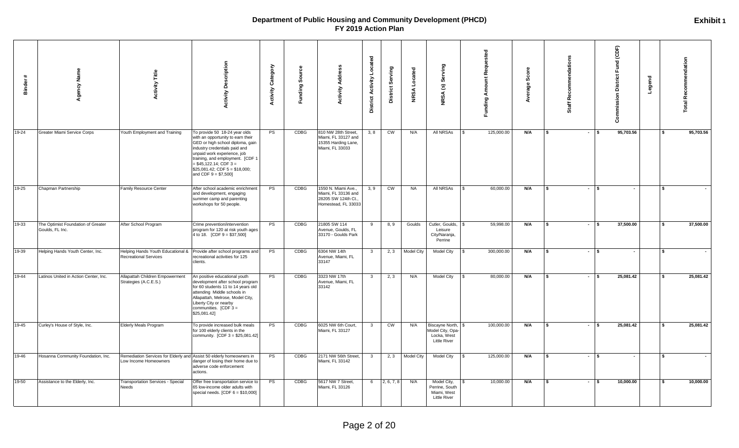# Department of Public Housing and Community Development (PHCD)
## FY 2019 Action Plan

**Exhibit 1**

| Binder # | Agency Name | Activity Title | Activity Description | Activity Category | Funding Source | Activity Address | District Activity Located | District Serving | NRSA Located | NRSA (s) Serving | Funding Amount Requested | Average Score | Staff Recommendations | Commission District Fund (CDF) | Legend | Total Recommendation |
|---|---|---|---|---|---|---|---|---|---|---|---|---|---|---|---|---|
| 19-24 | Greater Miami Service Corps | Youth Employment and Training | To provide 50 18-24 year olds with an opportunity to earn their GED or high school diploma, gain industry credentials paid and unpaid work experience, job training, and employment. [CDF 1 = $45,122.14; CDF 3 = $25,081.42; CDF 5 = $18,000; and CDF 9 = $7,500] | PS | CDBG | 810 NW 28th Street, Miami, FL 33127 and 15355 Harding Lane, Miami, FL 33033 | 3, 8 | CW | N/A | All NRSAs | $ 125,000.00 | N/A | $ - | $ 95,703.56 | | $ 95,703.56 |
| 19-25 | Chapman Partnership | Family Resource Center | After school academic enrichment and development, engaging summer camp and parenting workshops for 50 people. | PS | CDBG | 1550 N. Miami Ave., Miami, FL 33136 and 28205 SW 124th Ct., Homestead, FL 33033 | 3, 9 | CW | NA | All NRSAs | $ 60,000.00 | N/A | $ - | $ - | | $ - |
| 19-33 | The Optimist Foundation of Greater Goulds, FL Inc. | After School Program | Crime prevention/intervention program for 120 at risk youth ages 4 to 18. [CDF 9 = $37,500] | PS | CDBG | 21805 SW 114 Avenue, Goulds, FL 33170 - Goulds Park | 9 | 8, 9 | Goulds | Cutler, Goulds, Leisure City/Naranja, Perrine | $ 59,998.00 | N/A | $ - | $ 37,500.00 | | $ 37,500.00 |
| 19-39 | Helping Hands Youth Center, Inc. | Helping Hands Youth Educational & Recreational Services | Provide after school programs and recreational activities for 125 clients. | PS | CDBG | 6304 NW 14th Avenue, Miami, FL 33147 | 3 | 2, 3 | Model City | Model City | $ 300,000.00 | N/A | $ - | $ - | | $ - |
| 19-44 | Latinos United in Action Center, Inc. | Allapattah Children Empowerment Strategies (A.C.E.S.) | An positive educational youth development after school program for 60 students 11 to 14 years old attending Middle schools in Allapattah, Melrose, Model City, Liberty City or nearby communities. [CDF 3 = $25,081.42] | PS | CDBG | 3323 NW 17th Avenue, Miami, FL 33142 | 3 | 2, 3 | N/A | Model City | $ 80,000.00 | N/A | $ - | $ 25,081.42 | | $ 25,081.42 |
| 19-45 | Curley's House of Style, Inc. | Elderly Meals Program | To provide increased bulk meals for 100 elderly clients in the community. [CDF 3 = $25,081.42] | PS | CDBG | 6025 NW 6th Court, Miami, FL 33127 | 3 | CW | N/A | Biscayne North, Model City, Opa-Locka, West Little River | $ 100,000.00 | N/A | $ - | $ 25,081.42 | | $ 25,081.42 |
| 19-46 | Hosanna Community Foundation, Inc. | Remediation Services for Elderly and Low Income Homeowners | Assist 50 elderly homeowners in danger of losing their home due to adverse code enforcement actions. | PS | CDBG | 2171 NW 56th Street, Miami, FL 33142 | 3 | 2, 3 | Model City | Model City | $ 125,000.00 | N/A | $ - | $ - | | $ - |
| 19-50 | Assistance to the Elderly, Inc. | Transportation Services - Special Needs | Offer free transportation service to 65 low-income older adults with special needs. [CDF 6 = $10,000] | PS | CDBG | 5617 NW 7 Street, Miami, FL 33126 | 6 | 2, 6, 7, 8 | N/A | Model City, Perrine, South Miami, West Little River | $ 10,000.00 | N/A | $ - | $ 10,000.00 | | $ 10,000.00 |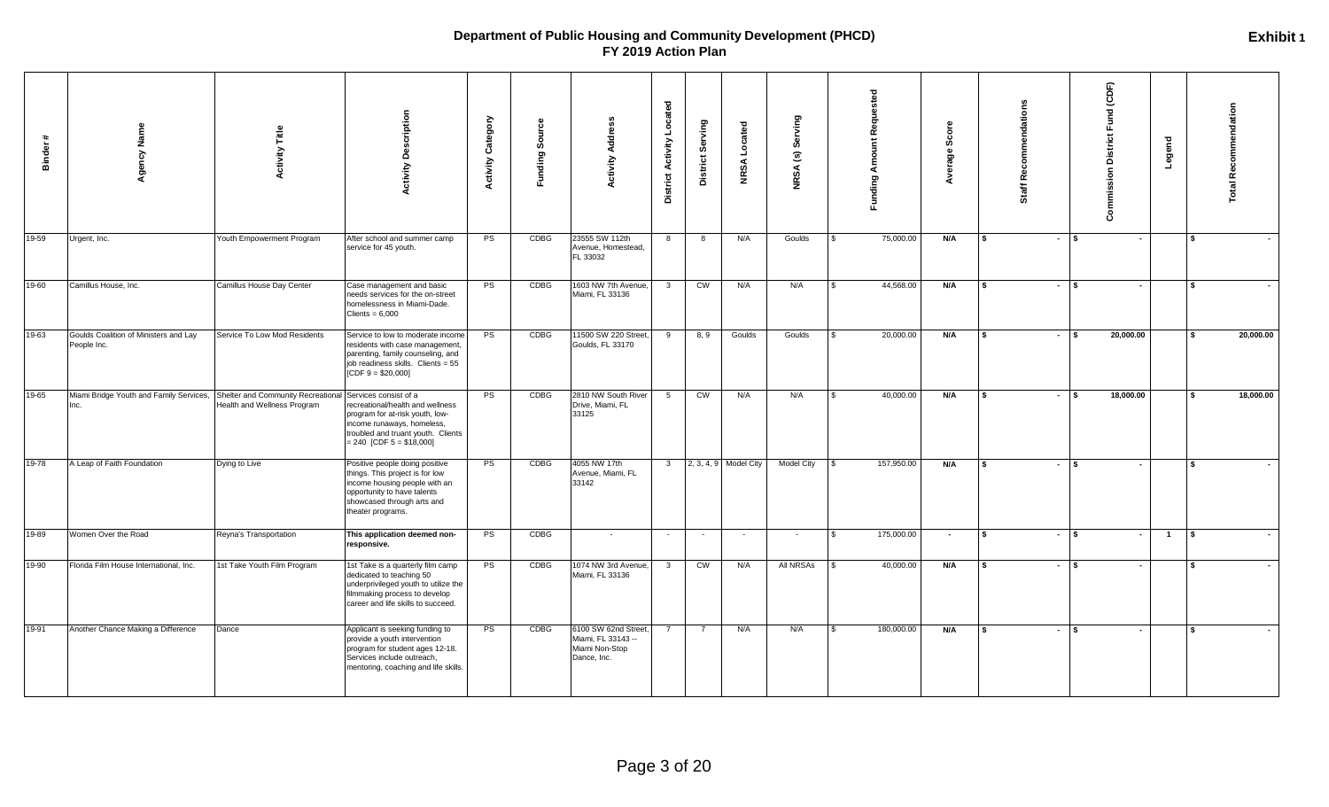# Department of Public Housing and Community Development (PHCD)
## FY 2019 Action Plan

**Exhibit 1**

| Binder # | Agency Name | Activity Title | Activity Description | Activity Category | Funding Source | Activity Address | District Activity Located | District Serving | NRSA Located | NRSA (s) Serving | Funding Amount Requested | Average Score | Staff Recommendations | Commission District Fund (CDF) | Legend | Total Recommendation |
|---|---|---|---|---|---|---|---|---|---|---|---|---|---|---|---|---|
| 19-59 | Urgent, Inc. | Youth Empowerment Program | After school and summer camp service for 45 youth. | PS | CDBG | 23555 SW 112th Avenue, Homestead, FL 33032 | 8 | 8 | N/A | Goulds | $ 75,000.00 | N/A | $ - | $ - | | $ - |
| 19-60 | Camillus House, Inc. | Camillus House Day Center | Case management and basic needs services for the on-street homelessness in Miami-Dade. Clients = 6,000 | PS | CDBG | 1603 NW 7th Avenue, Miami, FL 33136 | 3 | CW | N/A | N/A | $ 44,568.00 | N/A | $ - | $ - | | $ - |
| 19-63 | Goulds Coalition of Ministers and Lay People Inc. | Service To Low Mod Residents | Service to low to moderate income residents with case management, parenting, family counseling, and job readiness skills. Clients = 55 [CDF 9 = $20,000] | PS | CDBG | 11500 SW 220 Street, Goulds, FL 33170 | 9 | 8, 9 | Goulds | Goulds | $ 20,000.00 | N/A | $ - | $ 20,000.00 | | $ 20,000.00 |
| 19-65 | Miami Bridge Youth and Family Services, Inc. | Shelter and Community Recreational Health and Wellness Program | Services consist of a recreational/health and wellness program for at-risk youth, low-income runaways, homeless, troubled and truant youth. Clients = 240 [CDF 5 = $18,000] | PS | CDBG | 2810 NW South River Drive, Miami, FL 33125 | 5 | CW | N/A | N/A | $ 40,000.00 | N/A | $ - | $ 18,000.00 | | $ 18,000.00 |
| 19-78 | A Leap of Faith Foundation | Dying to Live | Positive people doing positive things. This project is for low income housing people with an opportunity to have talents showcased through arts and theater programs. | PS | CDBG | 4055 NW 17th Avenue, Miami, FL 33142 | 3 | 2, 3, 4, 9 | Model City | Model City | $ 157,950.00 | N/A | $ - | $ - | | $ - |
| 19-89 | Women Over the Road | Reyna's Transportation | **This application deemed non-responsive.** | PS | CDBG | - | - | - | - | - | $ 175,000.00 | - | $ - | $ - | 1 | $ - |
| 19-90 | Florida Film House International, Inc. | 1st Take Youth Film Program | 1st Take is a quarterly film camp dedicated to teaching 50 underprivileged youth to utilize the filmmaking process to develop career and life skills to succeed. | PS | CDBG | 1074 NW 3rd Avenue, Miami, FL 33136 | 3 | CW | N/A | All NRSAs | $ 40,000.00 | N/A | $ - | $ - | | $ - |
| 19-91 | Another Chance Making a Difference | Dance | Applicant is seeking funding to provide a youth intervention program for student ages 12-18. Services include outreach, mentoring, coaching and life skills. | PS | CDBG | 6100 SW 62nd Street, Miami, FL 33143 -- Miami Non-Stop Dance, Inc. | 7 | 7 | N/A | N/A | $ 180,000.00 | N/A | $ - | $ - | | $ - |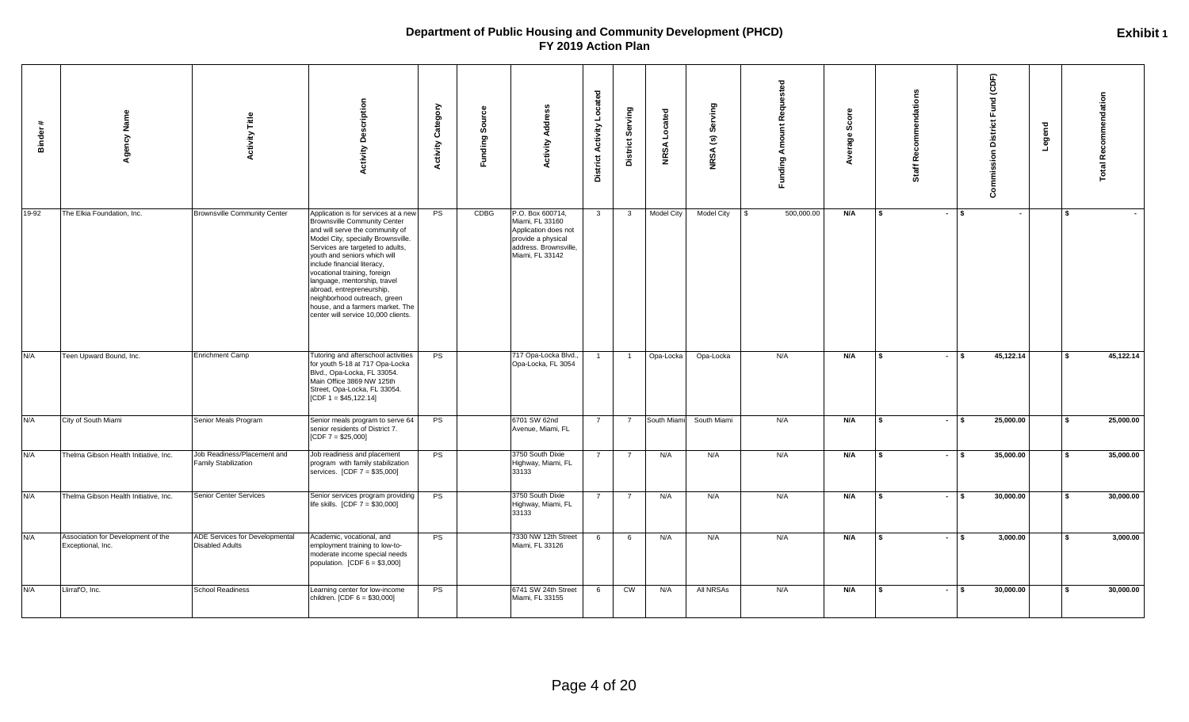# Department of Public Housing and Community Development (PHCD)
## FY 2019 Action Plan

**Exhibit 1**

| Binder # | Agency Name | Activity Title | Activity Description | Activity Category | Funding Source | Activity Address | District Activity Located | District Serving | NRSA Located | NRSA (s) Serving | Funding Amount Requested | Average Score | Staff Recommendations | Commission District Fund (CDF) | Legend | Total Recommendation |
|---|---|---|---|---|---|---|---|---|---|---|---|---|---|---|---|---|
| 19-92 | The Elkia Foundation, Inc. | Brownsville Community Center | Application is for services at a new Brownsville Community Center and will serve the community of Model City, specially Brownsville. Services are targeted to adults, youth and seniors which will include financial literacy, vocational training, foreign language, mentorship, travel abroad, entrepreneurship, neighborhood outreach, green house, and a farmers market. The center will service 10,000 clients. | PS | CDBG | P.O. Box 600714, Miami, FL 33160 Application does not provide a physical address. Brownsville, Miami, FL 33142 | 3 | 3 | Model City | Model City | $ 500,000.00 | N/A | $ - | $ - | | $ - |
| N/A | Teen Upward Bound, Inc. | Enrichment Camp | Tutoring and afterschool activities for youth 5-18 at 717 Opa-Locka Blvd., Opa-Locka, FL 33054. Main Office 3869 NW 125th Street, Opa-Locka, FL 33054. [CDF 1 = $45,122.14] | PS | | 717 Opa-Locka Blvd., Opa-Locka, FL 3054 | 1 | 1 | Opa-Locka | Opa-Locka | N/A | N/A | $ - | $ 45,122.14 | | $ 45,122.14 |
| N/A | City of South Miami | Senior Meals Program | Senior meals program to serve 64 senior residents of District 7. [CDF 7 = $25,000] | PS | | 6701 SW 62nd Avenue, Miami, FL | 7 | 7 | South Miami | South Miami | N/A | N/A | $ - | $ 25,000.00 | | $ 25,000.00 |
| N/A | Thelma Gibson Health Initiative, Inc. | Job Readiness/Placement and Family Stabilization | Job readiness and placement program with family stabilization services. [CDF 7 = $35,000] | PS | | 3750 South Dixie Highway, Miami, FL 33133 | 7 | 7 | N/A | N/A | N/A | N/A | $ - | $ 35,000.00 | | $ 35,000.00 |
| N/A | Thelma Gibson Health Initiative, Inc. | Senior Center Services | Senior services program providing life skills. [CDF 7 = $30,000] | PS | | 3750 South Dixie Highway, Miami, FL 33133 | 7 | 7 | N/A | N/A | N/A | N/A | $ - | $ 30,000.00 | | $ 30,000.00 |
| N/A | Association for Development of the Exceptional, Inc. | ADE Services for Developmental Disabled Adults | Academic, vocational, and employment training to low-to-moderate income special needs population. [CDF 6 = $3,000] | PS | | 7330 NW 12th Street Miami, FL 33126 | 6 | 6 | N/A | N/A | N/A | N/A | $ - | $ 3,000.00 | | $ 3,000.00 |
| N/A | Llirraf'O, Inc. | School Readiness | Learning center for low-income children. [CDF 6 = $30,000] | PS | | 6741 SW 24th Street Miami, FL 33155 | 6 | CW | N/A | All NRSAs | N/A | N/A | $ - | $ 30,000.00 | | $ 30,000.00 |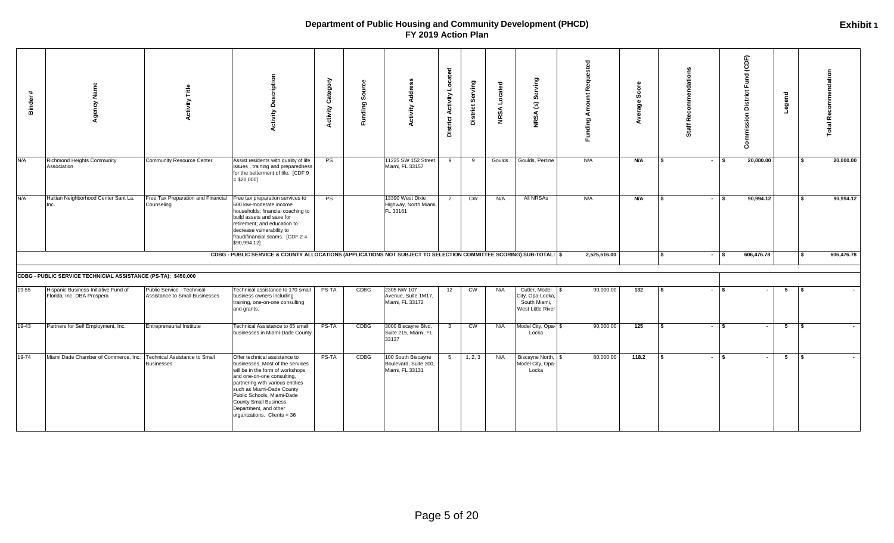# Department of Public Housing and Community Development (PHCD)
## FY 2019 Action Plan

**Exhibit 1**

| Binder # | Agency Name | Activity Title | Activity Description | Activity Category | Funding Source | Activity Address | District Activity Located | District Serving | NRSA Located | NRSA (s) Serving | Funding Amount Requested | Average Score | Staff Recommendations | Commission District Fund (CDF) | Legend | Total Recommendation |
|---|---|---|---|---|---|---|---|---|---|---|---|---|---|---|---|---|
| N/A | Richmond Heights Community Association | Community Resource Center | Assist residents with quality of life issues , training and preparedness for the betterment of life. [CDF 9 = $20,000] | PS | | 11225 SW 152 Street Miami, FL 33157 | 9 | 9 | Goulds | Goulds, Perrine | N/A | N/A | $ - | $ 20,000.00 | | $ 20,000.00 |
| N/A | Haitian Neighborhood Center Sant La, Inc. | Free Tax Preparation and Financial Counseling | Free tax preparation services to 600 low-moderate income households; financial coaching to build assets and save for retirement; and education to decrease vulnerability to fraud/financial scams. [CDF 2 = $90,994.12] | PS | | 13390 West Dixie Highway, North Miami, FL 33161 | 2 | CW | N/A | All NRSAs | N/A | N/A | $ - | $ 90,994.12 | | $ 90,994.12 |
| | | | CDBG - PUBLIC SERVICE & COUNTY ALLOCATIONS (APPLICATIONS NOT SUBJECT TO SELECTION COMMITTEE SCORING) SUB-TOTAL: | | | | | | | | $ 2,525,516.00 | | $ - | $ 606,476.78 | | $ 606,476.78 |
| **CDBG - PUBLIC SERVICE TECHNICIAL ASSISTANCE (PS-TA): $450,000** | | | | | | | | | | | | | | | | |
| 19-55 | Hispanic Business Initiative Fund of Florida, Inc. DBA Prospera | Public Service - Technical Assistance to Small Businesses | Technical assistance to 170 small business owners including training, one-on-one consulting and grants. | PS-TA | CDBG | 2305 NW 107 Avenue, Suite 1M17, Miami, FL 33172 | 12 | CW | N/A | Cutler, Model City, Opa-Locka, South Miami, West Little River | $ 90,000.00 | 132 | $ - | $ - | 5 | $ - |
| 19-43 | Partners for Self Employment, Inc. | Entrepreneurial Institute | Technical Assistance to 65 small businesses in Miami-Dade County. | PS-TA | CDBG | 3000 Biscayne Blvd, Suite 215, Miami, FL 33137 | 3 | CW | N/A | Model City, Opa-Locka | $ 90,000.00 | 125 | $ - | $ - | 5 | $ - |
| 19-74 | Miami Dade Chamber of Commerce, Inc. | Technical Assistance to Small Businesses | Offer technical assistance to businesses. Most of the services will be in the form of workshops and one-on-one consulting, partnering with various entities such as Miami-Dade County Public Schools, Miami-Dade County Small Business Department, and other organizations. Clients = 36 | PS-TA | CDBG | 100 South Biscayne Boulevard, Suite 300, Miami, FL 33131 | 5 | 1, 2, 3 | N/A | Biscayne North, Model City, Opa-Locka | $ 80,000.00 | 118.2 | $ - | $ - | 5 | $ - |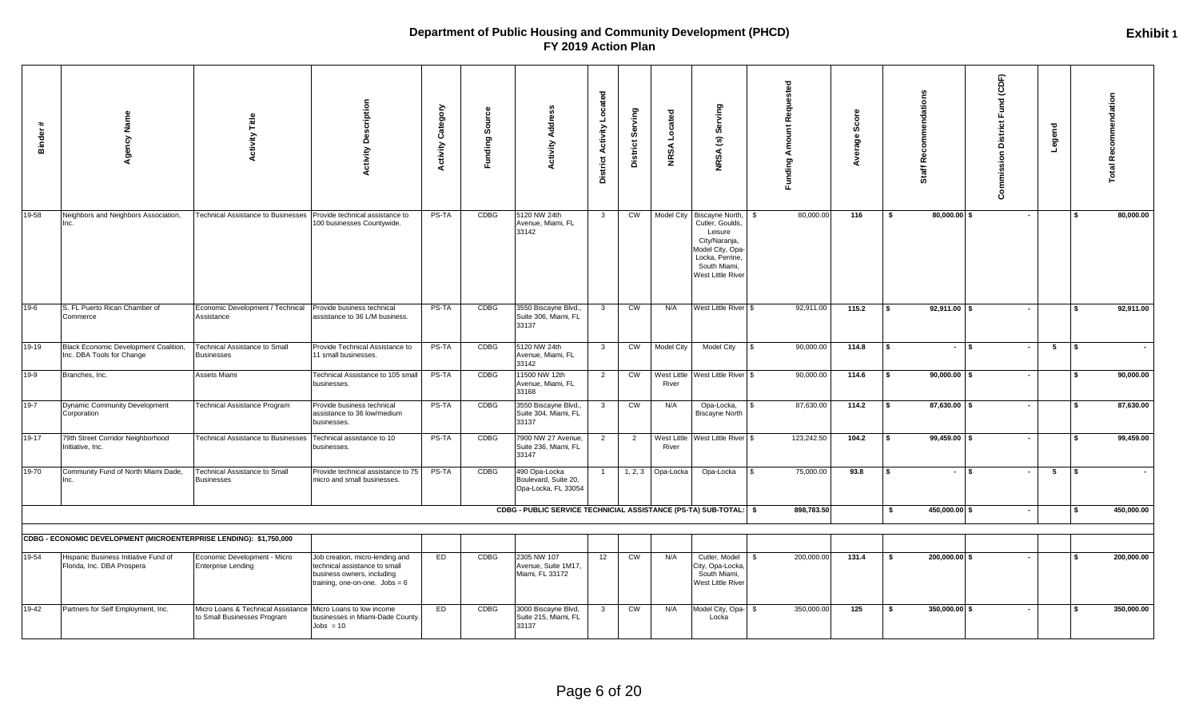# Department of Public Housing and Community Development (PHCD)
## FY 2019 Action Plan

**Exhibit 1**

| Binder # | Agency Name | Activity Title | Activity Description | Activity Category | Funding Source | Activity Address | District Activity Located | District Serving | NRSA Located | NRSA (s) Serving | Funding Amount Requested | Average Score | Staff Recommendations | Commission District Fund (CDF) | Legend | Total Recommendation |
|---|---|---|---|---|---|---|---|---|---|---|---|---|---|---|---|---|
| 19-58 | Neighbors and Neighbors Association, Inc. | Technical Assistance to Businesses | Provide technical assistance to 100 businesses Countywide. | PS-TA | CDBG | 5120 NW 24th Avenue, Miami, FL 33142 | 3 | CW | Model City | Biscayne North, Cutler, Goulds, Leisure City/Naranja, Model City, Opa-Locka, Perrine, South Miami, West Little River | $ 80,000.00 | 116 | $ 80,000.00 | $ - | | $ 80,000.00 |
| 19-6 | S. FL Puerto Rican Chamber of Commerce | Economic Development / Technical Assistance | Provide business technical assistance to 36 L/M business. | PS-TA | CDBG | 3550 Biscayne Blvd., Suite 306, Miami, FL 33137 | 3 | CW | N/A | West Little River | $ 92,911.00 | 115.2 | $ 92,911.00 | $ - | | $ 92,911.00 |
| 19-19 | Black Economic Development Coalition, Inc. DBA Tools for Change | Technical Assistance to Small Businesses | Provide Technical Assistance to 11 small businesses. | PS-TA | CDBG | 5120 NW 24th Avenue, Miami, FL 33142 | 3 | CW | Model City | Model City | $ 90,000.00 | 114.8 | $ - | $ - | 5 | $ - |
| 19-9 | Branches, Inc. | Assets Miami | Technical Assistance to 105 small businesses. | PS-TA | CDBG | 11500 NW 12th Avenue, Miami, FL 33168 | 2 | CW | West Little River | West Little River | $ 90,000.00 | 114.6 | $ 90,000.00 | $ - | | $ 90,000.00 |
| 19-7 | Dynamic Community Development Corporation | Technical Assistance Program | Provide business technical assistance to 36 low/medium businesses. | PS-TA | CDBG | 3550 Biscayne Blvd., Suite 304, Miami, FL 33137 | 3 | CW | N/A | Opa-Locka, Biscayne North | $ 87,630.00 | 114.2 | $ 87,630.00 | $ - | | $ 87,630.00 |
| 19-17 | 79th Street Corridor Neighborhood Initiative, Inc. | Technical Assistance to Businesses | Technical assistance to 10 businesses. | PS-TA | CDBG | 7900 NW 27 Avenue, Suite 236, Miami, FL 33147 | 2 | 2 | West Little River | West Little River | $ 123,242.50 | 104.2 | $ 99,459.00 | $ - | | $ 99,459.00 |
| 19-70 | Community Fund of North Miami Dade, Inc. | Technical Assistance to Small Businesses | Provide technical assistance to 75 micro and small businesses. | PS-TA | CDBG | 490 Opa-Locka Boulevard, Suite 20, Opa-Locka, FL 33054 | 1 | 1, 2, 3 | Opa-Locka | Opa-Locka | $ 75,000.00 | 93.8 | $ - | $ - | 5 | $ - |
| | | | | | | CDBG - PUBLIC SERVICE TECHNICAL ASSISTANCE (PS-TA) SUB-TOTAL: | | | | | $ 898,783.50 | | $ 450,000.00 | $ - | | $ 450,000.00 |
| | | | | | | | | | | | | | | | | |
| | CDBG - ECONOMIC DEVELOPMENT (MICROENTERPRISE LENDING): $1,750,000 | | | | | | | | | | | | | | | |
| 19-54 | Hispanic Business Initiative Fund of Florida, Inc. DBA Prospera | Economic Development - Micro Enterprise Lending | Job creation, micro-lending and technical assistance to small business owners, including training, one-on-one. Jobs = 6 | ED | CDBG | 2305 NW 107 Avenue, Suite 1M17, Miami, FL 33172 | 12 | CW | N/A | Cutler, Model City, Opa-Locka, South Miami, West Little River | $ 200,000.00 | 131.4 | $ 200,000.00 | $ - | | $ 200,000.00 |
| 19-42 | Partners for Self Employment, Inc. | Micro Loans & Technical Assistance to Small Businesses Program | Micro Loans to low income businesses in Miami-Dade County. Jobs = 10 | ED | CDBG | 3000 Biscayne Blvd, Suite 215, Miami, FL 33137 | 3 | CW | N/A | Model City, Opa-Locka | $ 350,000.00 | 125 | $ 350,000.00 | $ - | | $ 350,000.00 |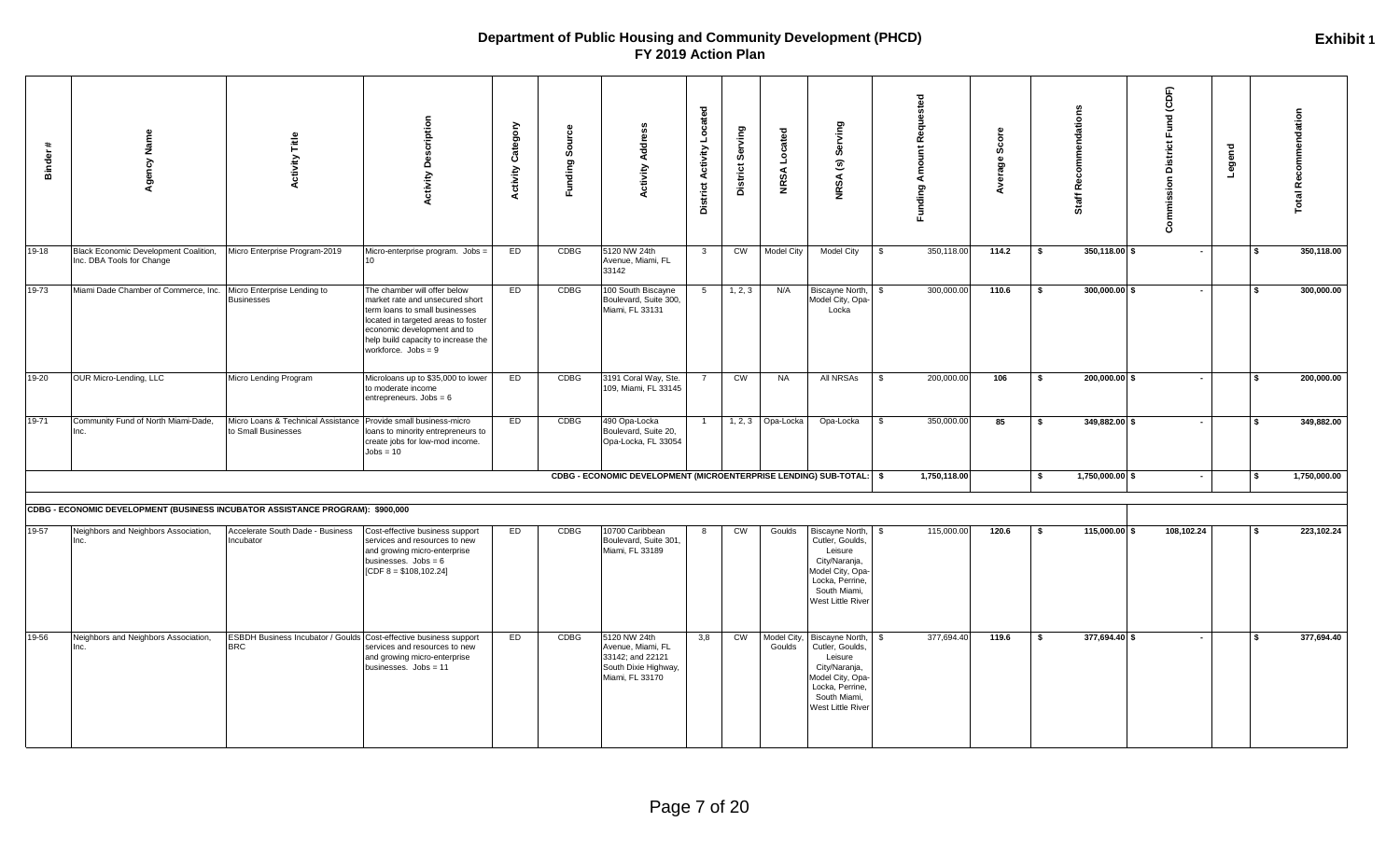# Department of Public Housing and Community Development (PHCD)
## FY 2019 Action Plan

**Exhibit 1**

| Binder # | Agency Name | Activity Title | Activity Description | Activity Category | Funding Source | Activity Address | District Activity Located | District Serving | NRSA Located | NRSA (s) Serving | Funding Amount Requested | Average Score | Staff Recommendations | Commission District Fund (CDF) | Legend | Total Recommendation |
|---|---|---|---|---|---|---|---|---|---|---|---|---|---|---|---|---|
| 19-18 | Black Economic Development Coalition, Inc. DBA Tools for Change | Micro Enterprise Program-2019 | Micro-enterprise program. Jobs = 10 | ED | CDBG | 5120 NW 24th Avenue, Miami, FL 33142 | 3 | CW | Model City | Model City | $ 350,118.00 | 114.2 | $ 350,118.00 | $ - | | $ 350,118.00 |
| 19-73 | Miami Dade Chamber of Commerce, Inc. | Micro Enterprise Lending to Businesses | The chamber will offer below market rate and unsecured short term loans to small businesses located in targeted areas to foster economic development and to help build capacity to increase the workforce. Jobs = 9 | ED | CDBG | 100 South Biscayne Boulevard, Suite 300, Miami, FL 33131 | 5 | 1, 2, 3 | N/A | Biscayne North, Model City, Opa-Locka | $ 300,000.00 | 110.6 | $ 300,000.00 | $ - | | $ 300,000.00 |
| 19-20 | OUR Micro-Lending, LLC | Micro Lending Program | Microloans up to $35,000 to lower to moderate income entrepreneurs. Jobs = 6 | ED | CDBG | 3191 Coral Way, Ste. 109, Miami, FL 33145 | 7 | CW | NA | All NRSAs | $ 200,000.00 | 106 | $ 200,000.00 | $ - | | $ 200,000.00 |
| 19-71 | Community Fund of North Miami-Dade, Inc. | Micro Loans & Technical Assistance to Small Businesses | Provide small business-micro loans to minority entrepreneurs to create jobs for low-mod income. Jobs = 10 | ED | CDBG | 490 Opa-Locka Boulevard, Suite 20, Opa-Locka, FL 33054 | 1 | 1, 2, 3 | Opa-Locka | Opa-Locka | $ 350,000.00 | 85 | $ 349,882.00 | $ - | | $ 349,882.00 |
| | | | | | | | | | | CDBG - ECONOMIC DEVELOPMENT (MICROENTERPRISE LENDING) SUB-TOTAL: | $ 1,750,118.00 | | $ 1,750,000.00 | $ - | | $ 1,750,000.00 |
| **CDBG - ECONOMIC DEVELOPMENT (BUSINESS INCUBATOR ASSISTANCE PROGRAM): $900,000** | | | | | | | | | | | | | | | | |
| 19-57 | Neighbors and Neighbors Association, Inc. | Accelerate South Dade - Business Incubator | Cost-effective business support services and resources to new and growing micro-enterprise businesses. Jobs = 6 [CDF 8 = $108,102.24] | ED | CDBG | 10700 Caribbean Boulevard, Suite 301, Miami, FL 33189 | 8 | CW | Goulds | Biscayne North, Cutler, Goulds, Leisure City/Naranja, Model City, Opa-Locka, Perrine, South Miami, West Little River | $ 115,000.00 | 120.6 | $ 115,000.00 | $ 108,102.24 | | $ 223,102.24 |
| 19-56 | Neighbors and Neighbors Association, Inc. | ESBDH Business Incubator / Goulds BRC | Cost-effective business support services and resources to new and growing micro-enterprise businesses. Jobs = 11 | ED | CDBG | 5120 NW 24th Avenue, Miami, FL 33142; and 22121 South Dixie Highway, Miami, FL 33170 | 3,8 | CW | Model City, Goulds | Biscayne North, Cutler, Goulds, Leisure City/Naranja, Model City, Opa-Locka, Perrine, South Miami, West Little River | $ 377,694.40 | 119.6 | $ 377,694.40 | $ - | | $ 377,694.40 |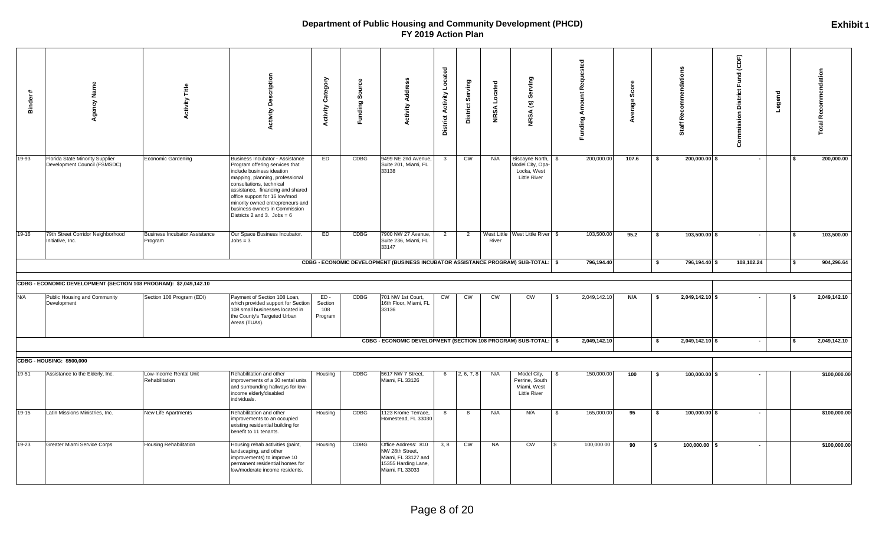# Department of Public Housing and Community Development (PHCD)
## FY 2019 Action Plan

**Exhibit 1**

| Binder # | Agency Name | Activity Title | Activity Description | Activity Category | Funding Source | Activity Address | District Activity Located | District Serving | NRSA Located | NRSA (s) Serving | Funding Amount Requested | Average Score | Staff Recommendations | Commission District Fund (CDF) | Legend | Total Recommendation |
|---|---|---|---|---|---|---|---|---|---|---|---|---|---|---|---|---|
| 19-93 | Florida State Minority Supplier Development Council (FSMSDC) | Economic Gardening | Business Incubator - Assistance Program offering services that include business ideation mapping, planning, professional consultations, technical assistance, financing and shared office support for 16 low/mod minority owned entrepreneurs and business owners in Commission Districts 2 and 3. Jobs = 6 | ED | CDBG | 9499 NE 2nd Avenue, Suite 201, Miami, FL 33138 | 3 | CW | N/A | Biscayne North, Model City, Opa-Locka, West Little River | $ 200,000.00 | 107.6 | $ 200,000.00 | $ - | | $ 200,000.00 |
| 19-16 | 79th Street Corridor Neighborhood Initiative, Inc. | Business Incubator Assistance Program | Our Space Business Incubator. Jobs = 3 | ED | CDBG | 7900 NW 27 Avenue, Suite 236, Miami, FL 33147 | 2 | 2 | West Little River | West Little River | $ 103,500.00 | 95.2 | $ 103,500.00 | $ - | | $ 103,500.00 |
| | | | | | | CDBG - ECONOMIC DEVELOPMENT (BUSINESS INCUBATOR ASSISTANCE PROGRAM) SUB-TOTAL: | | | | | $ 796,194.40 | | $ 796,194.40 | $ 108,102.24 | | $ 904,296.64 |
| **CDBG - ECONOMIC DEVELOPMENT (SECTION 108 PROGRAM): $2,049,142.10** | | | | | | | | | | | | | | | | |
| N/A | Public Housing and Community Development | Section 108 Program (EDI) | Payment of Section 108 Loan, which provided support for Section 108 small businesses located in the County's Targeted Urban Areas (TUAs). | ED - Section 108 Program | CDBG | 701 NW 1st Court, 16th Floor, Miami, FL 33136 | CW | CW | CW | CW | $ 2,049,142.10 | N/A | $ 2,049,142.10 | $ - | | $ 2,049,142.10 |
| | | | | | | CDBG - ECONOMIC DEVELOPMENT (SECTION 108 PROGRAM) SUB-TOTAL: | | | | | $ 2,049,142.10 | | $ 2,049,142.10 | $ - | | $ 2,049,142.10 |
| **CDBG - HOUSING: $500,000** | | | | | | | | | | | | | | | | |
| 19-51 | Assistance to the Elderly, Inc. | Low-Income Rental Unit Rehabilitation | Rehabilitation and other improvements of a 30 rental units and surrounding hallways for low-income elderly/disabled individuals. | Housing | CDBG | 5617 NW 7 Street, Miami, FL 33126 | 6 | 2, 6, 7, 8 | N/A | Model City, Perrine, South Miami, West Little River | $ 150,000.00 | 100 | $ 100,000.00 | $ - | | $100,000.00 |
| 19-15 | Latin Missions Ministries, Inc. | New Life Apartments | Rehabilitation and other improvements to an occupied existing residential building for benefit to 11 tenants. | Housing | CDBG | 1123 Krome Terrace, Homestead, FL 33030 | 8 | 8 | N/A | N/A | $ 165,000.00 | 95 | $ 100,000.00 | $ - | | $100,000.00 |
| 19-23 | Greater Miami Service Corps | Housing Rehabilitation | Housing rehab activities (paint, landscaping, and other improvements) to improve 10 permanent residential homes for low/moderate income residents. | Housing | CDBG | Office Address: 810 NW 28th Street, Miami, FL 33127 and 15355 Harding Lane, Miami, FL 33033 | 3, 8 | CW | NA | CW | $ 100,000.00 | 90 | $ 100,000.00 | $ - | | $100,000.00 |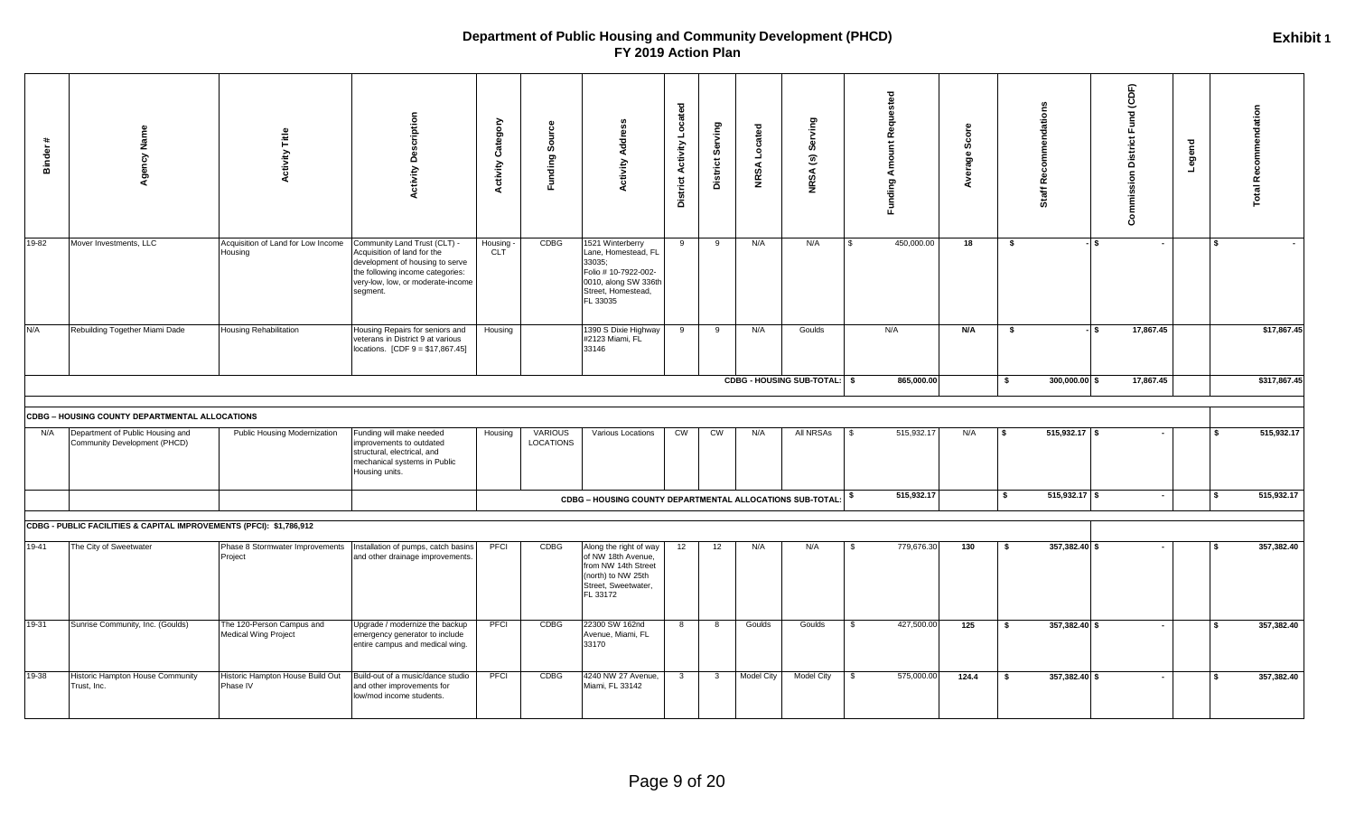# Department of Public Housing and Community Development (PHCD)
## FY 2019 Action Plan

**Exhibit 1**

| Binder # | Agency Name | Activity Title | Activity Description | Activity Category | Funding Source | Activity Address | District Activity Located | District Serving | NRSA Located | NRSA (s) Serving | Funding Amount Requested | Average Score | Staff Recommendations | Commission District Fund (CDF) | Legend | Total Recommendation |
|---|---|---|---|---|---|---|---|---|---|---|---|---|---|---|---|---|
| 19-82 | Mover Investments, LLC | Acquisition of Land for Low Income Housing | Community Land Trust (CLT) - Acquisition of land for the development of housing to serve the following income categories: very-low, low, or moderate-income segment. | Housing - CLT | CDBG | 1521 Winterberry Lane, Homestead, FL 33035; Folio # 10-7922-002-0010, along SW 336th Street, Homestead, FL 33035 | 9 | 9 | N/A | N/A | $ 450,000.00 | 18 | $ - | $ - | | $ - |
| N/A | Rebuilding Together Miami Dade | Housing Rehabilitation | Housing Repairs for seniors and veterans in District 9 at various locations. [CDF 9 = $17,867.45] | Housing | | 1390 S Dixie Highway #2123 Miami, FL 33146 | 9 | 9 | N/A | Goulds | N/A | N/A | $ - | $ 17,867.45 | | $17,867.45 |
| | | | | | | | | | | CDBG - HOUSING SUB-TOTAL: | $ 865,000.00 | | $ 300,000.00 | $ 17,867.45 | | $317,867.45 |
| **CDBG – HOUSING COUNTY DEPARTMENTAL ALLOCATIONS** | | | | | | | | | | | | | | | | |
| N/A | Department of Public Housing and Community Development (PHCD) | Public Housing Modernization | Funding will make needed improvements to outdated structural, electrical, and mechanical systems in Public Housing units. | Housing | VARIOUS LOCATIONS | Various Locations | CW | CW | N/A | All NRSAs | $ 515,932.17 | N/A | $ 515,932.17 | $ - | | $ 515,932.17 |
| | | | | | | | | | | CDBG – HOUSING COUNTY DEPARTMENTAL ALLOCATIONS SUB-TOTAL: | $ 515,932.17 | | $ 515,932.17 | $ - | | $ 515,932.17 |
| **CDBG - PUBLIC FACILITIES & CAPITAL IMPROVEMENTS (PFCI): $1,786,912** | | | | | | | | | | | | | | | | |
| 19-41 | The City of Sweetwater | Phase 8 Stormwater Improvements Project | Installation of pumps, catch basins and other drainage improvements. | PFCI | CDBG | Along the right of way of NW 18th Avenue, from NW 14th Street (north) to NW 25th Street, Sweetwater, FL 33172 | 12 | 12 | N/A | N/A | $ 779,676.30 | 130 | $ 357,382.40 | $ - | | $ 357,382.40 |
| 19-31 | Sunrise Community, Inc. (Goulds) | The 120-Person Campus and Medical Wing Project | Upgrade / modernize the backup emergency generator to include entire campus and medical wing. | PFCI | CDBG | 22300 SW 162nd Avenue, Miami, FL 33170 | 8 | 8 | Goulds | Goulds | $ 427,500.00 | 125 | $ 357,382.40 | $ - | | $ 357,382.40 |
| 19-38 | Historic Hampton House Community Trust, Inc. | Historic Hampton House Build Out Phase IV | Build-out of a music/dance studio and other improvements for low/mod income students. | PFCI | CDBG | 4240 NW 27 Avenue, Miami, FL 33142 | 3 | 3 | Model City | Model City | $ 575,000.00 | 124.4 | $ 357,382.40 | $ - | | $ 357,382.40 |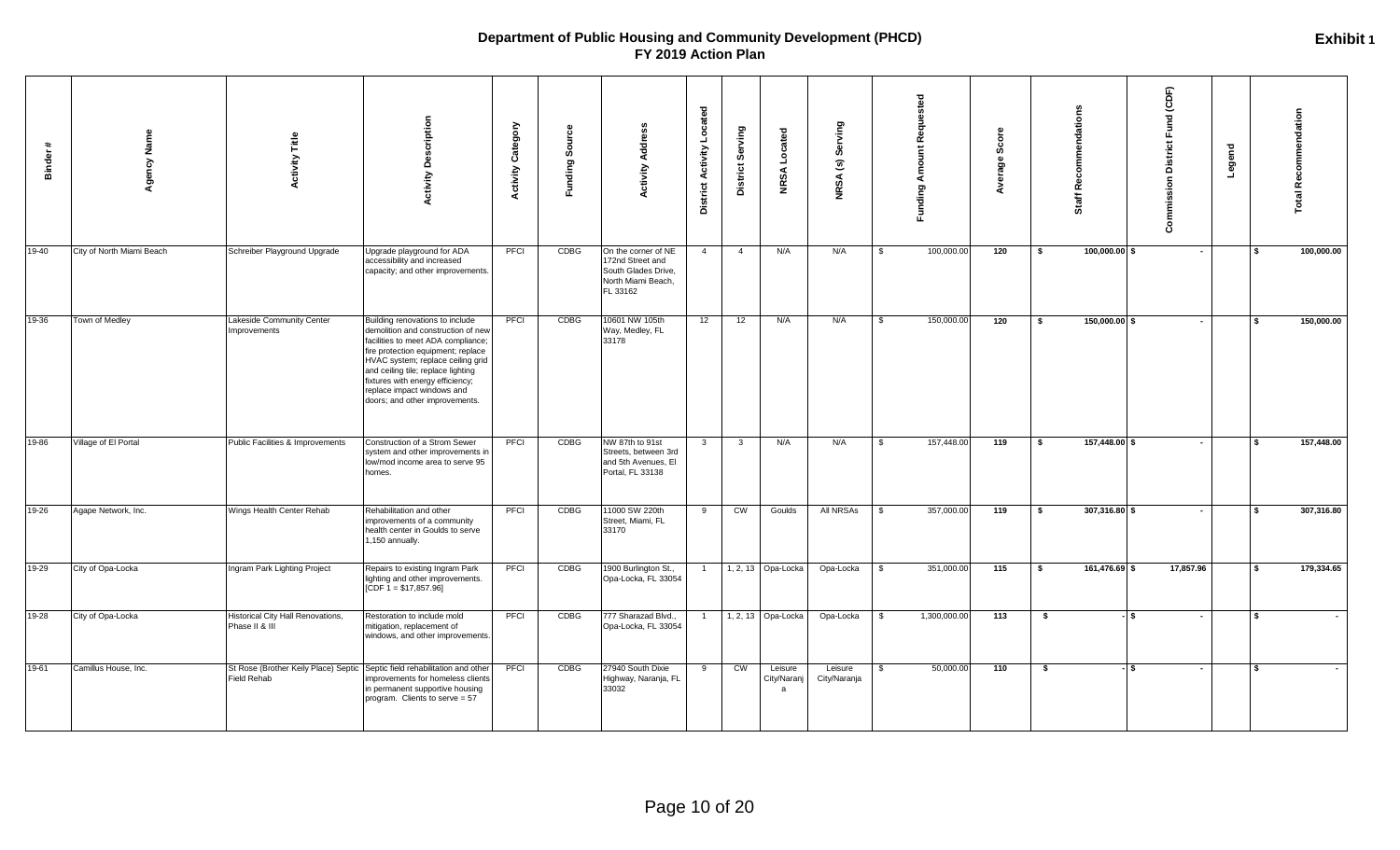# Department of Public Housing and Community Development (PHCD)
## FY 2019 Action Plan

**Exhibit 1**

| Binder # | Agency Name | Activity Title | Activity Description | Activity Category | Funding Source | Activity Address | District Activity Located | District Serving | NRSA Located | NRSA (s) Serving | Funding Amount Requested | Average Score | Staff Recommendations | Commission District Fund (CDF) | Legend | Total Recommendation |
|---|---|---|---|---|---|---|---|---|---|---|---|---|---|---|---|---|
| 19-40 | City of North Miami Beach | Schreiber Playground Upgrade | Upgrade playground for ADA accessibility and increased capacity; and other improvements. | PFCI | CDBG | On the corner of NE 172nd Street and South Glades Drive, North Miami Beach, FL 33162 | 4 | 4 | N/A | N/A | $ 100,000.00 | 120 | $ 100,000.00 | $ - | | $ 100,000.00 |
| 19-36 | Town of Medley | Lakeside Community Center Improvements | Building renovations to include demolition and construction of new facilities to meet ADA compliance; fire protection equipment; replace HVAC system; replace ceiling grid and ceiling tile; replace lighting fixtures with energy efficiency; replace impact windows and doors; and other improvements. | PFCI | CDBG | 10601 NW 105th Way, Medley, FL 33178 | 12 | 12 | N/A | N/A | $ 150,000.00 | 120 | $ 150,000.00 | $ - | | $ 150,000.00 |
| 19-86 | Village of El Portal | Public Facilities & Improvements | Construction of a Strom Sewer system and other improvements in low/mod income area to serve 95 homes. | PFCI | CDBG | NW 87th to 91st Streets, between 3rd and 5th Avenues, El Portal, FL 33138 | 3 | 3 | N/A | N/A | $ 157,448.00 | 119 | $ 157,448.00 | $ - | | $ 157,448.00 |
| 19-26 | Agape Network, Inc. | Wings Health Center Rehab | Rehabilitation and other improvements of a community health center in Goulds to serve 1,150 annually. | PFCI | CDBG | 11000 SW 220th Street, Miami, FL 33170 | 9 | CW | Goulds | All NRSAs | $ 357,000.00 | 119 | $ 307,316.80 | $ - | | $ 307,316.80 |
| 19-29 | City of Opa-Locka | Ingram Park Lighting Project | Repairs to existing Ingram Park lighting and other improvements. [CDF 1 = $17,857.96] | PFCI | CDBG | 1900 Burlington St., Opa-Locka, FL 33054 | 1 | 1, 2, 13 | Opa-Locka | Opa-Locka | $ 351,000.00 | 115 | $ 161,476.69 | $ 17,857.96 | | $ 179,334.65 |
| 19-28 | City of Opa-Locka | Historical City Hall Renovations, Phase II & III | Restoration to include mold mitigation, replacement of windows, and other improvements. | PFCI | CDBG | 777 Sharazad Blvd., Opa-Locka, FL 33054 | 1 | 1, 2, 13 | Opa-Locka | Opa-Locka | $ 1,300,000.00 | 113 | $ - | $ - | | $ - |
| 19-61 | Camillus House, Inc. | St Rose (Brother Keily Place) Septic Field Rehab | Septic field rehabilitation and other improvements for homeless clients in permanent supportive housing program. Clients to serve = 57 | PFCI | CDBG | 27940 South Dixie Highway, Naranja, FL 33032 | 9 | CW | Leisure City/Naranja | Leisure City/Naranja | $ 50,000.00 | 110 | $ - | $ - | | $ - |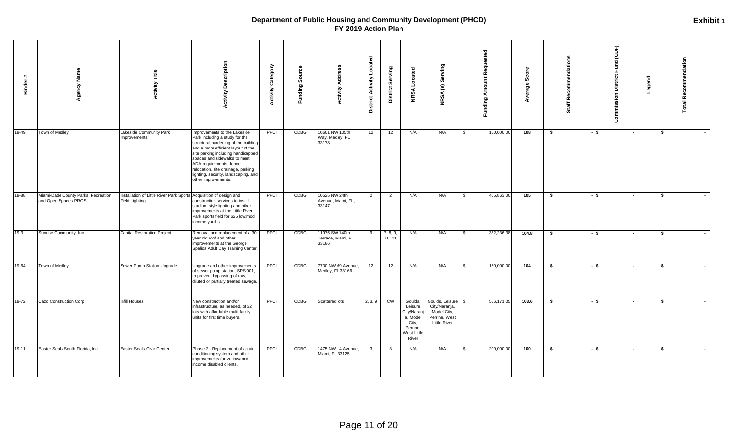# Department of Public Housing and Community Development (PHCD)
## FY 2019 Action Plan

**Exhibit 1**

| Binder # | Agency Name | Activity Title | Activity Description | Activity Category | Funding Source | Activity Address | District Activity Located | District Serving | NRSA Located | NRSA (s) Serving | Funding Amount Requested | Average Score | Staff Recommendations | Commission District Fund (CDF) | Legend | Total Recommendation |
|---|---|---|---|---|---|---|---|---|---|---|---|---|---|---|---|---|
| 19-49 | Town of Medley | Lakeside Community Park Improvements | Improvements to the Lakeside Park including a study for the structural hardening of the building and a more efficient layout of the site parking including handicapped spaces and sidewalks to meet ADA requirements, fence relocation, site drainage, parking lighting, security, landscaping, and other improvements. | PFCI | CDBG | 10601 NW 105th Way, Medley, FL 33178 | 12 | 12 | N/A | N/A | $ 150,000.00 | 108 | $ - | $ - | | $ - |
| 19-88 | Miami-Dade County Parks, Recreation, and Open Spaces PROS | Installation of Little River Park Sports Field Lighting | Acquisition of design and construction services to install stadium style lighting and other improvements at the Little River Park sports field for 625 low/mod income youths. | PFCI | CDBG | 10525 NW 24th Avenue, Miami, FL, 33147 | 2 | 2 | N/A | N/A | $ 405,863.00 | 105 | $ - | $ - | | $ - |
| 19-3 | Sunrise Community, Inc. | Capital Restoration Project | Removal and replacement of a 30 year old roof and other improvements at the George Spelios Adult Day Training Center. | PFCI | CDBG | 11975 SW 140th Terrace, Miami, FL 33186 | 9 | 7, 8, 9, 10, 11 | N/A | N/A | $ 332,236.38 | 104.8 | $ - | $ - | | $ - |
| 19-64 | Town of Medley | Sewer Pump Station Upgrade | Upgrade and other improvements of sewer pump station, SPS 001, to prevent bypassing of raw, diluted or partially treated sewage. | PFCI | CDBG | 7700 NW 69 Avenue, Medley, FL 33166 | 12 | 12 | N/A | N/A | $ 150,000.00 | 104 | $ - | $ - | | $ - |
| 19-72 | Cazo Construction Corp | Infill Houses | New construction and/or infrastructure, as needed, of 32 lots with affordable multi-family units for first time buyers. | PFCI | CDBG | Scattered lots | 2, 3, 9 | CW | Goulds, Leisure City/Naranja, Model City, Perrine, West Little River | Goulds, Leisure City/Naranja, Model City, Perrine, West Little River | $ 556,171.05 | 103.6 | $ - | $ - | | $ - |
| 19-11 | Easter Seals South Florida, Inc. | Easter Seals-Civic Center | Phase 2: Replacement of an air conditioning system and other improvements for 20 low/mod income disabled clients. | PFCI | CDBG | 1475 NW 14 Avenue, Miami, FL 33125 | 3 | 3 | N/A | N/A | $ 200,000.00 | 100 | $ - | $ - | | $ - |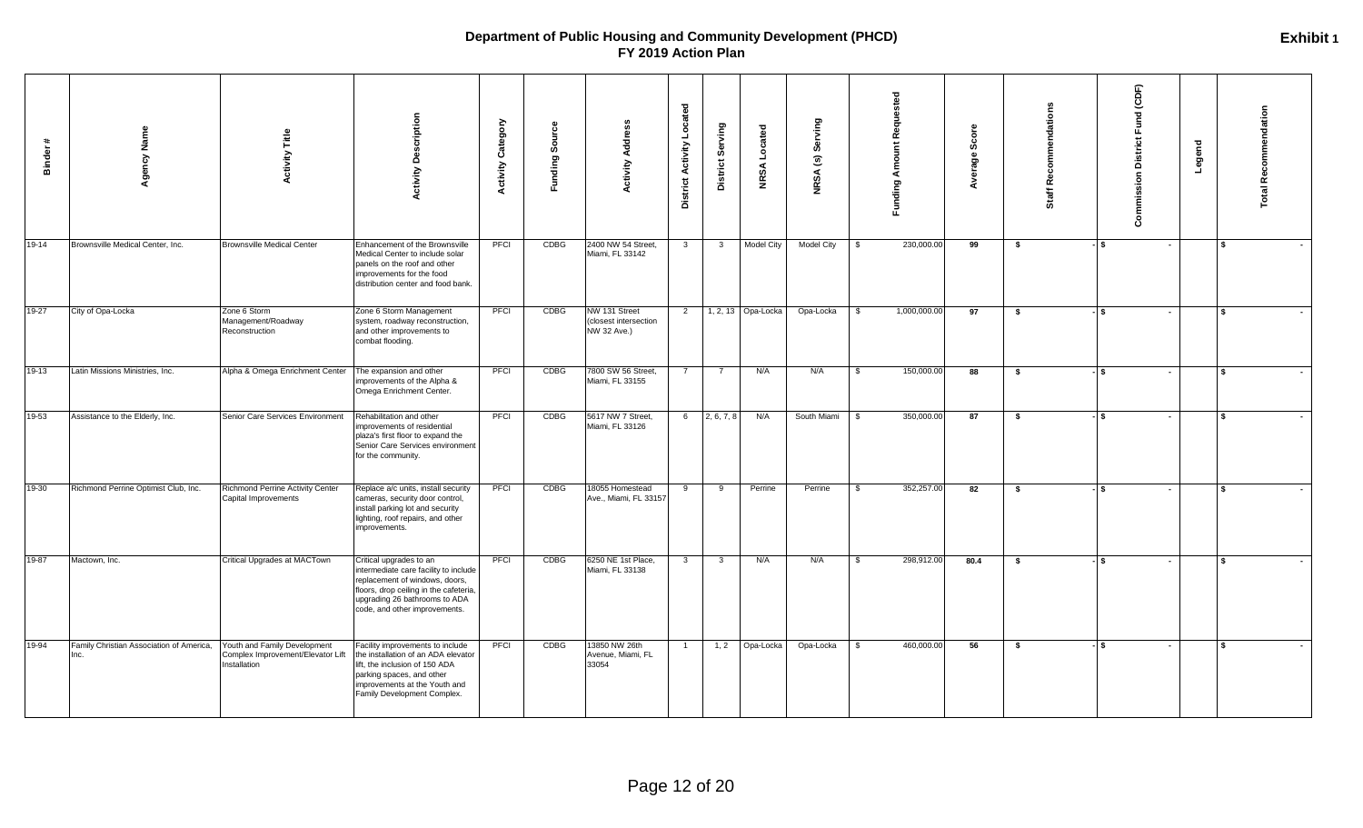# Department of Public Housing and Community Development (PHCD)
## FY 2019 Action Plan

**Exhibit 1**

| Binder # | Agency Name | Activity Title | Activity Description | Activity Category | Funding Source | Activity Address | District Activity Located | District Serving | NRSA Located | NRSA (s) Serving | Funding Amount Requested | Average Score | Staff Recommendations | Commission District Fund (CDF) | Legend | Total Recommendation |
|---|---|---|---|---|---|---|---|---|---|---|---|---|---|---|---|---|
| 19-14 | Brownsville Medical Center, Inc. | Brownsville Medical Center | Enhancement of the Brownsville Medical Center to include solar panels on the roof and other improvements for the food distribution center and food bank. | PFCI | CDBG | 2400 NW 54 Street, Miami, FL 33142 | 3 | 3 | Model City | Model City | $ 230,000.00 | 99 | $ - | $ - | | $ - |
| 19-27 | City of Opa-Locka | Zone 6 Storm Management/Roadway Reconstruction | Zone 6 Storm Management system, roadway reconstruction, and other improvements to combat flooding. | PFCI | CDBG | NW 131 Street (closest intersection NW 32 Ave.) | 2 | 1, 2, 13 | Opa-Locka | Opa-Locka | $ 1,000,000.00 | 97 | $ - | $ - | | $ - |
| 19-13 | Latin Missions Ministries, Inc. | Alpha & Omega Enrichment Center | The expansion and other improvements of the Alpha & Omega Enrichment Center. | PFCI | CDBG | 7800 SW 56 Street, Miami, FL 33155 | 7 | 7 | N/A | N/A | $ 150,000.00 | 88 | $ - | $ - | | $ - |
| 19-53 | Assistance to the Elderly, Inc. | Senior Care Services Environment | Rehabilitation and other improvements of residential plaza's first floor to expand the Senior Care Services environment for the community. | PFCI | CDBG | 5617 NW 7 Street, Miami, FL 33126 | 6 | 2, 6, 7, 8 | N/A | South Miami | $ 350,000.00 | 87 | $ - | $ - | | $ - |
| 19-30 | Richmond Perrine Optimist Club, Inc. | Richmond Perrine Activity Center Capital Improvements | Replace a/c units, install security cameras, security door control, install parking lot and security lighting, roof repairs, and other improvements. | PFCI | CDBG | 18055 Homestead Ave., Miami, FL 33157 | 9 | 9 | Perrine | Perrine | $ 352,257.00 | 82 | $ - | $ - | | $ - |
| 19-87 | Mactown, Inc. | Critical Upgrades at MACTown | Critical upgrades to an intermediate care facility to include replacement of windows, doors, floors, drop ceiling in the cafeteria, upgrading 26 bathrooms to ADA code, and other improvements. | PFCI | CDBG | 6250 NE 1st Place, Miami, FL 33138 | 3 | 3 | N/A | N/A | $ 298,912.00 | 80.4 | $ - | $ - | | $ - |
| 19-94 | Family Christian Association of America, Inc. | Youth and Family Development Complex Improvement/Elevator Lift Installation | Facility improvements to include the installation of an ADA elevator lift, the inclusion of 150 ADA parking spaces, and other improvements at the Youth and Family Development Complex. | PFCI | CDBG | 13850 NW 26th Avenue, Miami, FL 33054 | 1 | 1, 2 | Opa-Locka | Opa-Locka | $ 460,000.00 | 56 | $ - | $ - | | $ - |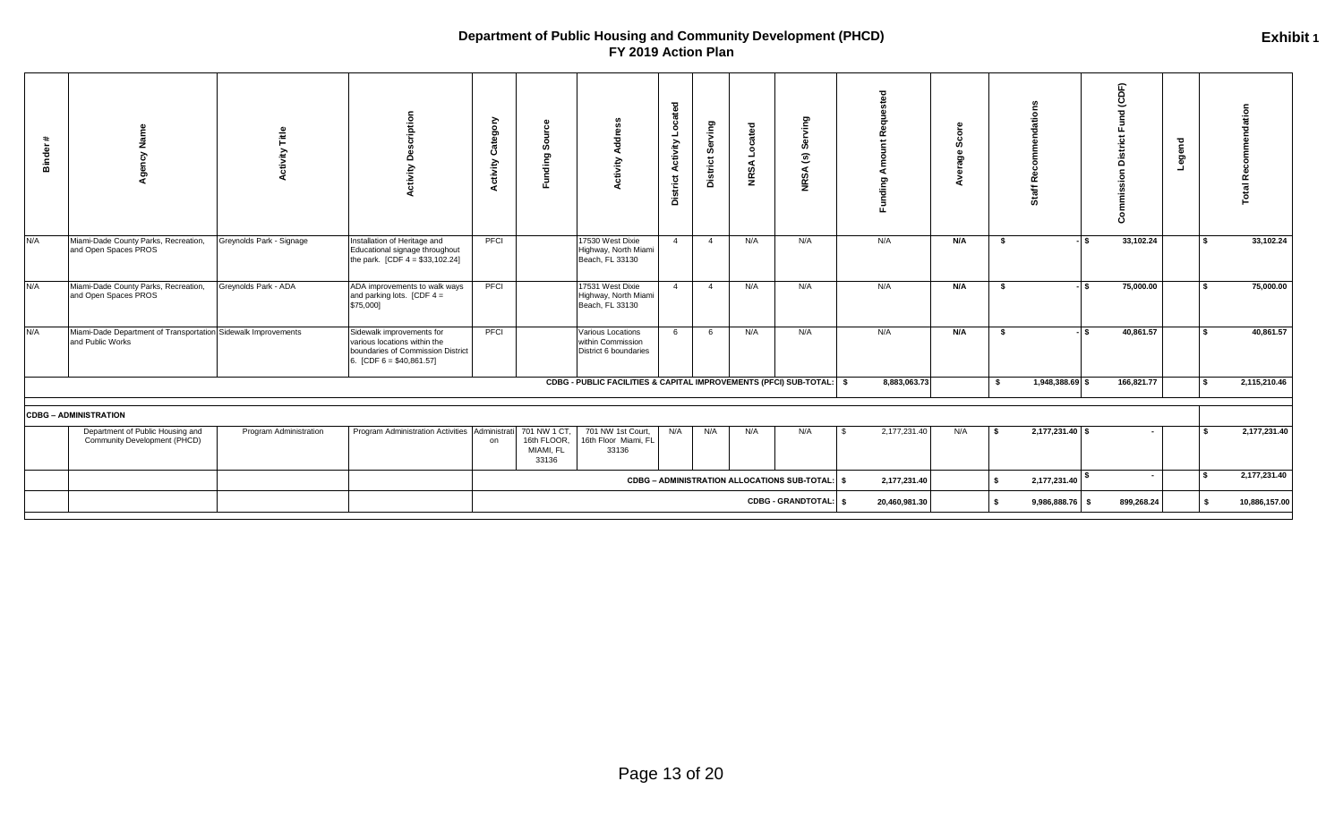# Department of Public Housing and Community Development (PHCD)
## FY 2019 Action Plan

**Exhibit 1**

| Binder # | Agency Name | Activity Title | Activity Description | Activity Category | Funding Source | Activity Address | District Activity Located | District Serving | NRSA Located | NRSA (s) Serving | Funding Amount Requested | Average Score | Staff Recommendations | Commission District Fund (CDF) | Legend | Total Recommendation |
|---|---|---|---|---|---|---|---|---|---|---|---|---|---|---|---|---|
| N/A | Miami-Dade County Parks, Recreation, and Open Spaces PROS | Greynolds Park - Signage | Installation of Heritage and Educational signage throughout the park. [CDF 4 = $33,102.24] | PFCI | | 17530 West Dixie Highway, North Miami Beach, FL 33130 | 4 | 4 | N/A | N/A | N/A | N/A | $ - | $ 33,102.24 | | $ 33,102.24 |
| N/A | Miami-Dade County Parks, Recreation, and Open Spaces PROS | Greynolds Park - ADA | ADA improvements to walk ways and parking lots. [CDF 4 = $75,000] | PFCI | | 17531 West Dixie Highway, North Miami Beach, FL 33130 | 4 | 4 | N/A | N/A | N/A | N/A | $ - | $ 75,000.00 | | $ 75,000.00 |
| N/A | Miami-Dade Department of Transportation and Public Works | Sidewalk Improvements | Sidewalk improvements for various locations within the boundaries of Commission District 6. [CDF 6 = $40,861.57] | PFCI | | Various Locations within Commission District 6 boundaries | 6 | 6 | N/A | N/A | N/A | N/A | $ - | $ 40,861.57 | | $ 40,861.57 |
| | | | | | | | | | | CDBG - PUBLIC FACILITIES & CAPITAL IMPROVEMENTS (PFCI) SUB-TOTAL: | $ 8,883,063.73 | | $ 1,948,388.69 | $ 166,821.77 | | $ 2,115,210.46 |
| **CDBG – ADMINISTRATION** | | | | | | | | | | | | | | | | |
| | Department of Public Housing and Community Development (PHCD) | Program Administration | Program Administration Activities | Administration | 701 NW 1 CT, 16th FLOOR, MIAMI, FL 33136 | 701 NW 1st Court, 16th Floor Miami, FL 33136 | N/A | N/A | N/A | N/A | $ 2,177,231.40 | N/A | $ 2,177,231.40 | $ - | | $ 2,177,231.40 |
| | | | | | | | | | | CDBG – ADMINISTRATION ALLOCATIONS SUB-TOTAL: | $ 2,177,231.40 | | $ 2,177,231.40 | $ - | | $ 2,177,231.40 |
| | | | | | | | | | | CDBG - GRANDTOTAL: | $ 20,460,981.30 | | $ 9,986,888.76 | $ 899,268.24 | | $ 10,886,157.00 |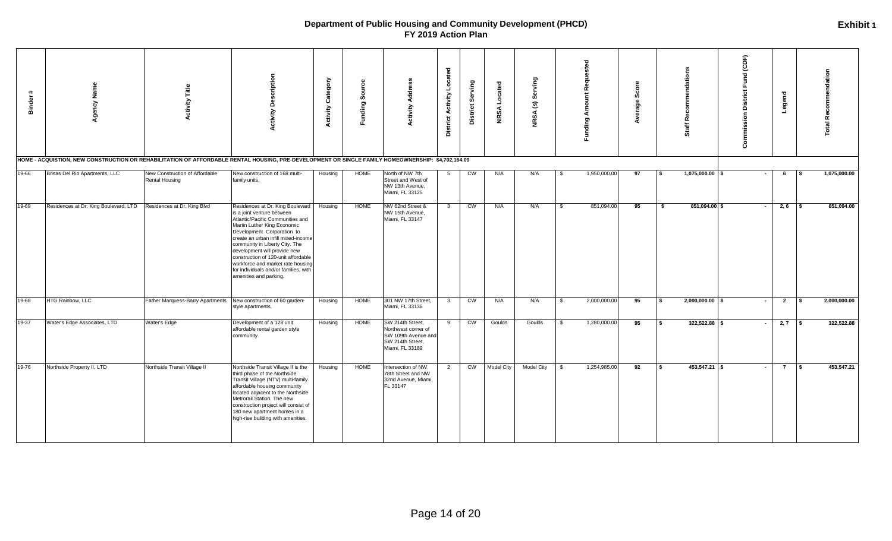# Department of Public Housing and Community Development (PHCD)
## FY 2019 Action Plan

**Exhibit 1**

| Binder # | Agency Name | Activity Title | Activity Description | Activity Category | Funding Source | Activity Address | District Activity Located | District Serving | NRSA Located | NRSA (s) Serving | Funding Amount Requested | Average Score | Staff Recommendations | Commission District Fund (CDF) | Legend | Total Recommendation |
|---|---|---|---|---|---|---|---|---|---|---|---|---|---|---|---|---|
| **HOME - ACQUISTION, NEW CONSTRUCTION OR REHABILITATION OF AFFORDABLE RENTAL HOUSING, PRE-DEVELOPMENT OR SINGLE FAMILY HOMEOWNERSHIP: $4,702,164.09** | | | | | | | | | | | | | | | | |
| 19-66 | Brisas Del Rio Apartments, LLC | New Construction of Affordable Rental Housing | New construction of 168 multi-family units. | Housing | HOME | North of NW 7th Street and West of NW 13th Avenue, Miami, FL 33125 | 5 | CW | N/A | N/A | $ 1,950,000.00 | 97 | $ 1,075,000.00 | $ - | 6 | $ 1,075,000.00 |
| 19-69 | Residences at Dr. King Boulevard, LTD | Residences at Dr. King Blvd | Residences at Dr. King Boulevard is a joint venture between Atlantic/Pacific Communities and Martin Luther King Economic Development Corporation to create an urban infill mixed-income community in Liberty City. The development will provide new construction of 120-unit affordable workforce and market rate housing for individuals and/or families, with amenities and parking. | Housing | HOME | NW 62nd Street & NW 15th Avenue, Miami, FL 33147 | 3 | CW | N/A | N/A | $ 851,094.00 | 95 | $ 851,094.00 | $ - | 2, 6 | $ 851,094.00 |
| 19-68 | HTG Rainbow, LLC | Father Marquess-Barry Apartments | New construction of 60 garden-style apartments. | Housing | HOME | 301 NW 17th Street, Miami, FL 33136 | 3 | CW | N/A | N/A | $ 2,000,000.00 | 95 | $ 2,000,000.00 | $ - | 2 | $ 2,000,000.00 |
| 19-37 | Water's Edge Associates, LTD | Water's Edge | Development of a 128 unit affordable rental garden style community. | Housing | HOME | SW 214th Street, Northwest corner of SW 109th Avenue and SW 214th Street, Miami, FL 33189 | 9 | CW | Goulds | Goulds | $ 1,280,000.00 | 95 | $ 322,522.88 | $ - | 2, 7 | $ 322,522.88 |
| 19-76 | Northside Property II, LTD | Northside Transit Village II | Northside Transit Village II is the third phase of the Northside Transit Village (NTV) multi-family affordable housing community located adjacent to the Northside Metrorail Station. The new construction project will consist of 180 new apartment homes in a high-rise building with amenities. | Housing | HOME | Intersection of NW 78th Street and NW 32nd Avenue, Miami, FL 33147 | 2 | CW | Model City | Model City | $ 1,254,985.00 | 92 | $ 453,547.21 | $ - | 7 | $ 453,547.21 |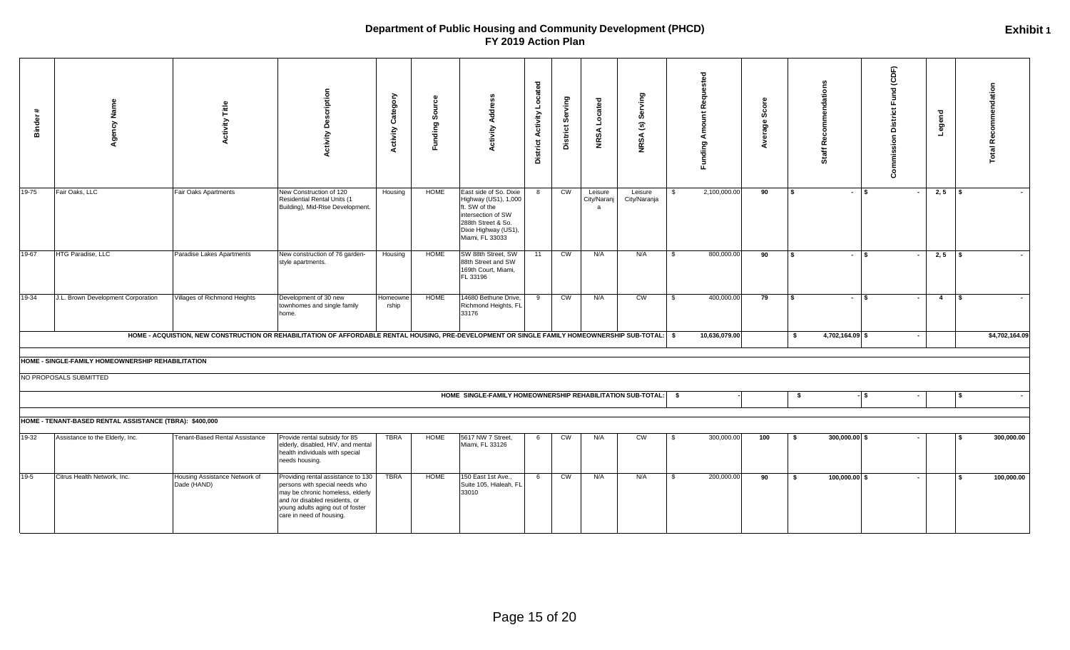# Department of Public Housing and Community Development (PHCD)
## FY 2019 Action Plan

**Exhibit 1**

| Binder # | Agency Name | Activity Title | Activity Description | Activity Category | Funding Source | Activity Address | District Activity Located | District Serving | NRSA Located | NRSA (s) Serving | Funding Amount Requested | Average Score | Staff Recommendations | Commission District Fund (CDF) | Legend | Total Recommendation |
|---|---|---|---|---|---|---|---|---|---|---|---|---|---|---|---|---|
| 19-75 | Fair Oaks, LLC | Fair Oaks Apartments | New Construction of 120 Residential Rental Units (1 Building), Mid-Rise Development. | Housing | HOME | East side of So. Dixie Highway (US1), 1,000 ft. SW of the intersection of SW 288th Street & So. Dixie Highway (US1), Miami, FL 33033 | 8 | CW | Leisure City/Naranja | Leisure City/Naranja | $ 2,100,000.00 | 90 | $ - | $ - | 2, 5 | $ - |
| 19-67 | HTG Paradise, LLC | Paradise Lakes Apartments | New construction of 76 garden-style apartments. | Housing | HOME | SW 88th Street, SW 88th Street and SW 169th Court, Miami, FL 33196 | 11 | CW | N/A | N/A | $ 800,000.00 | 90 | $ - | $ - | 2, 5 | $ - |
| 19-34 | J.L. Brown Development Corporation | Villages of Richmond Heights | Development of 30 new townhomes and single family home. | Homeownership | HOME | 14680 Bethune Drive, Richmond Heights, FL 33176 | 9 | CW | N/A | CW | $ 400,000.00 | 79 | $ - | $ - | 4 | $ - |
| | HOME - ACQUISTION, NEW CONSTRUCTION OR REHABILITATION OF AFFORDABLE RENTAL HOUSING, PRE-DEVELOPMENT OR SINGLE FAMILY HOMEOWNERSHIP SUB-TOTAL: | | | | | | | | | | $ 10,636,079.00 | | $ 4,702,164.09 | $ - | | $4,702,164.09 |
| | **HOME - SINGLE-FAMILY HOMEOWNERSHIP REHABILITATION** | | | | | | | | | | | | | | | |
| | NO PROPOSALS SUBMITTED | | | | | | | | | | | | | | | |
| | HOME SINGLE-FAMILY HOMEOWNERSHIP REHABILITATION SUB-TOTAL: | | | | | | | | | | $ - | | $ - | $ - | | $ - |
| | **HOME - TENANT-BASED RENTAL ASSISTANCE (TBRA): $400,000** | | | | | | | | | | | | | | | |
| 19-32 | Assistance to the Elderly, Inc. | Tenant-Based Rental Assistance | Provide rental subsidy for 85 elderly, disabled, HIV, and mental health individuals with special needs housing. | TBRA | HOME | 5617 NW 7 Street, Miami, FL 33126 | 6 | CW | N/A | CW | $ 300,000.00 | 100 | $ 300,000.00 | $ - | | $ 300,000.00 |
| 19-5 | Citrus Health Network, Inc. | Housing Assistance Network of Dade (HAND) | Providing rental assistance to 130 persons with special needs who may be chronic homeless, elderly and /or disabled residents, or young adults aging out of foster care in need of housing. | TBRA | HOME | 150 East 1st Ave., Suite 105, Hialeah, FL 33010 | 6 | CW | N/A | N/A | $ 200,000.00 | 90 | $ 100,000.00 | $ - | | $ 100,000.00 |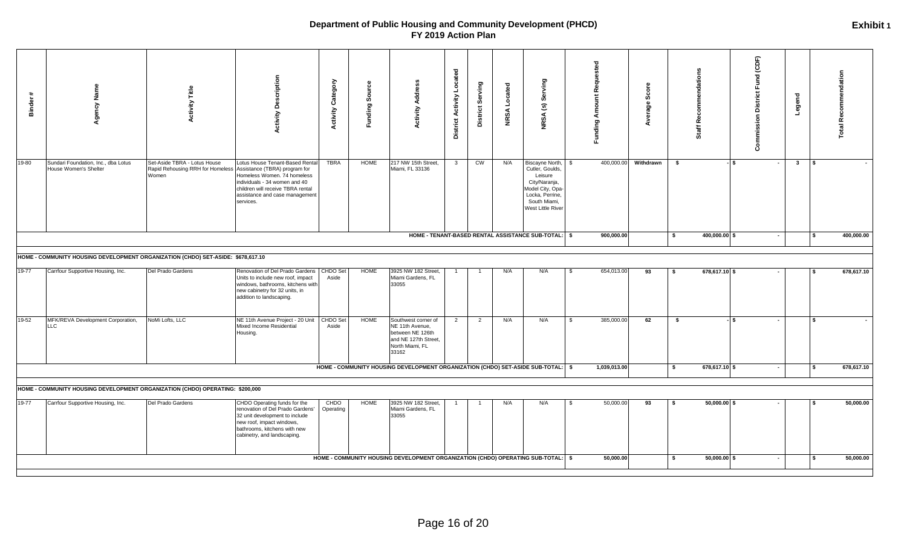# Department of Public Housing and Community Development (PHCD)
## FY 2019 Action Plan

**Exhibit 1**

| Binder # | Agency Name | Activity Title | Activity Description | Activity Category | Funding Source | Activity Address | District Activity Located | District Serving | NRSA Located | NRSA (s) Serving | Funding Amount Requested | Average Score | Staff Recommendations | Commission District Fund (CDF) | Legend | Total Recommendation |
|---|---|---|---|---|---|---|---|---|---|---|---|---|---|---|---|---|
| 19-80 | Sundari Foundation, Inc., dba Lotus House Women's Shelter | Set-Aside TBRA - Lotus House Rapid Rehousing RRH for Homeless Women | Lotus House Tenant-Based Rental Assistance (TBRA) program for Homeless Women. 74 homeless individuals - 34 women and 40 children will receive TBRA rental assistance and case management services. | TBRA | HOME | 217 NW 15th Street, Miami, FL 33136 | 3 | CW | N/A | Biscayne North, Cutler, Goulds, Leisure City/Naranja, Model City, Opa-Locka, Perrine, South Miami, West Little River | $ 400,000.00 | Withdrawn | $ - | $ - | 3 | $ - |
| | | | | | | **HOME - TENANT-BASED RENTAL ASSISTANCE SUB-TOTAL:** | | | | | **$ 900,000.00** | | **$ 400,000.00** | **$ -** | | **$ 400,000.00** |
| **HOME - COMMUNITY HOUSING DEVELOPMENT ORGANIZATION (CHDO) SET-ASIDE: $678,617.10** | | | | | | | | | | | | | | | | |
| 19-77 | Carrfour Supportive Housing, Inc. | Del Prado Gardens | Renovation of Del Prado Gardens Units to include new roof, impact windows, bathrooms, kitchens with new cabinetry for 32 units, in addition to landscaping. | CHDO Set Aside | HOME | 3925 NW 182 Street, Miami Gardens, FL 33055 | 1 | 1 | N/A | N/A | $ 654,013.00 | 93 | $ 678,617.10 | $ - | | $ 678,617.10 |
| 19-52 | MFK/REVA Development Corporation, LLC | NoMi Lofts, LLC | NE 11th Avenue Project - 20 Unit Mixed Income Residential Housing. | CHDO Set Aside | HOME | Southwest corner of NE 11th Avenue, between NE 126th and NE 127th Street, North Miami, FL 33162 | 2 | 2 | N/A | N/A | $ 385,000.00 | 62 | $ - | $ - | | $ - |
| | | | | | | **HOME - COMMUNITY HOUSING DEVELOPMENT ORGANIZATION (CHDO) SET-ASIDE SUB-TOTAL:** | | | | | **$ 1,039,013.00** | | **$ 678,617.10** | **$ -** | | **$ 678,617.10** |
| **HOME - COMMUNITY HOUSING DEVELOPMENT ORGANIZATION (CHDO) OPERATING: $200,000** | | | | | | | | | | | | | | | | |
| 19-77 | Carrfour Supportive Housing, Inc. | Del Prado Gardens | CHDO Operating funds for the renovation of Del Prado Gardens' 32 unit development to include new roof, impact windows, bathrooms, kitchens with new cabinetry, and landscaping. | CHDO Operating | HOME | 3925 NW 182 Street, Miami Gardens, FL 33055 | 1 | 1 | N/A | N/A | $ 50,000.00 | 93 | $ 50,000.00 | $ - | | $ 50,000.00 |
| | | | | | | **HOME - COMMUNITY HOUSING DEVELOPMENT ORGANIZATION (CHDO) OPERATING SUB-TOTAL:** | | | | | **$ 50,000.00** | | **$ 50,000.00** | **$ -** | | **$ 50,000.00** |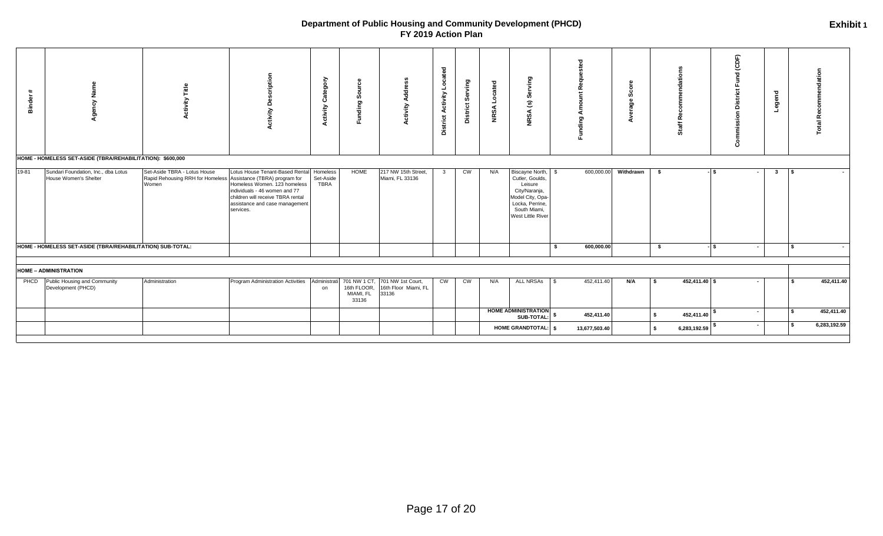# Department of Public Housing and Community Development (PHCD)
## FY 2019 Action Plan

**Exhibit 1**

| Binder # | Agency Name | Activity Title | Activity Description | Activity Category | Funding Source | Activity Address | District Activity Located | District Serving | NRSA Located | NRSA (s) Serving | Funding Amount Requested | Average Score | Staff Recommendations | Commission District Fund (CDF) | Legend | Total Recommendation |
|---|---|---|---|---|---|---|---|---|---|---|---|---|---|---|---|---|
| **HOME - HOMELESS SET-ASIDE (TBRA/REHABILITATION): $600,000** | | | | | | | | | | | | | | | | |
| 19-81 | Sundari Foundation, Inc., dba Lotus House Women's Shelter | Set-Aside TBRA - Lotus House Rapid Rehousing RRH for Homeless Women | Lotus House Tenant-Based Rental Assistance (TBRA) program for Homeless Women. 123 homeless individuals - 46 women and 77 children will receive TBRA rental assistance and case management services. | Homeless Set-Aside TBRA | HOME | 217 NW 15th Street, Miami, FL 33136 | 3 | CW | N/A | Biscayne North, Cutler, Goulds, Leisure City/Naranja, Model City, Opa-Locka, Perrine, South Miami, West Little River | $ 600,000.00 | Withdrawn | $ - | $ - | 3 | $ - |
| **HOME - HOMELESS SET-ASIDE (TBRA/REHABILITATION) SUB-TOTAL:** | | | | | | | | | | | **$ 600,000.00** | | **$ -** | **$ -** | | **$ -** |
| **HOME – ADMINISTRATION** | | | | | | | | | | | | | | | | |
| PHCD | Public Housing and Community Development (PHCD) | Administration | Program Administration Activities | Administration | 701 NW 1 CT, 16th FLOOR, MIAMI, FL 33136 | 701 NW 1st Court, 16th Floor Miami, FL 33136 | CW | CW | N/A | ALL NRSAs | $ 452,411.40 | N/A | $ 452,411.40 | $ - | | $ 452,411.40 |
| | | | | | | | | | | **HOME ADMINISTRATION SUB-TOTAL:** | **$ 452,411.40** | | **$ 452,411.40** | **$ -** | | **$ 452,411.40** |
| | | | | | | | | | | **HOME GRANDTOTAL:** | **$ 13,677,503.40** | | **$ 6,283,192.59** | **$ -** | | **$ 6,283,192.59** |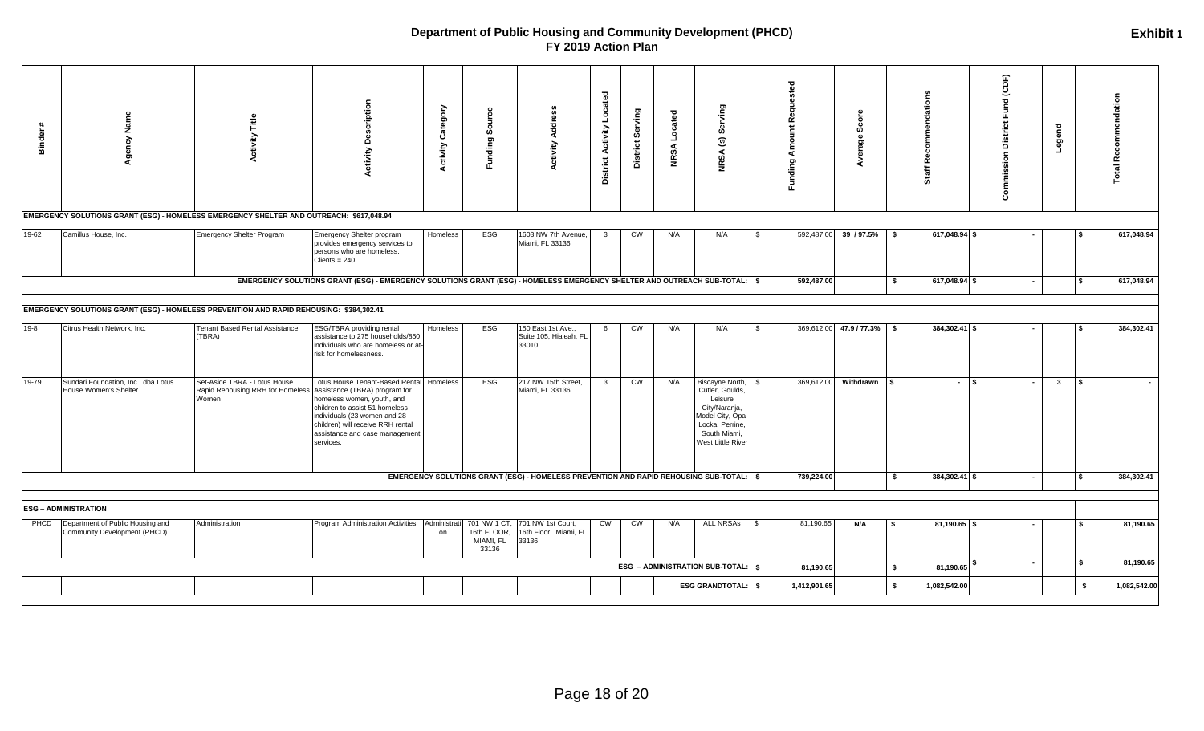# Department of Public Housing and Community Development (PHCD)
## FY 2019 Action Plan

**Exhibit 1**

| Binder # | Agency Name | Activity Title | Activity Description | Activity Category | Funding Source | Activity Address | District Activity Located | District Serving | NRSA Located | NRSA (s) Serving | Funding Amount Requested | Average Score | Staff Recommendations | Commission District Fund (CDF) | Legend | Total Recommendation |
|---|---|---|---|---|---|---|---|---|---|---|---|---|---|---|---|---|
| **EMERGENCY SOLUTIONS GRANT (ESG) - HOMELESS EMERGENCY SHELTER AND OUTREACH: $617,048.94** | | | | | | | | | | | | | | | | |
| 19-62 | Camillus House, Inc. | Emergency Shelter Program | Emergency Shelter program provides emergency services to persons who are homeless. Clients = 240 | Homeless | ESG | 1603 NW 7th Avenue, Miami, FL 33136 | 3 | CW | N/A | N/A | $ 592,487.00 | 39 / 97.5% | $ 617,048.94 | $ - | | $ 617,048.94 |
| | | | **EMERGENCY SOLUTIONS GRANT (ESG) - EMERGENCY SOLUTIONS GRANT (ESG) - HOMELESS EMERGENCY SHELTER AND OUTREACH SUB-TOTAL:** | | | | | | | | **$ 592,487.00** | | **$ 617,048.94** | **$ -** | | **$ 617,048.94** |
| **EMERGENCY SOLUTIONS GRANT (ESG) - HOMELESS PREVENTION AND RAPID REHOUSING: $384,302.41** | | | | | | | | | | | | | | | | |
| 19-8 | Citrus Health Network, Inc. | Tenant Based Rental Assistance (TBRA) | ESG/TBRA providing rental assistance to 275 households/850 individuals who are homeless or at-risk for homelessness. | Homeless | ESG | 150 East 1st Ave., Suite 105, Hialeah, FL 33010 | 6 | CW | N/A | N/A | $ 369,612.00 | 47.9 / 77.3% | $ 384,302.41 | $ - | | $ 384,302.41 |
| 19-79 | Sundari Foundation, Inc., dba Lotus House Women's Shelter | Set-Aside TBRA - Lotus House Rapid Rehousing RRH for Homeless Women | Lotus House Tenant-Based Rental Assistance (TBRA) program for homeless women, youth, and children to assist 51 homeless individuals (23 women and 28 children) will receive RRH rental assistance and case management services. | Homeless | ESG | 217 NW 15th Street, Miami, FL 33136 | 3 | CW | N/A | Biscayne North, Cutler, Goulds, Leisure City/Naranja, Model City, Opa-Locka, Perrine, South Miami, West Little River | $ 369,612.00 | Withdrawn | $ - | $ - | 3 | $ - |
| | | | **EMERGENCY SOLUTIONS GRANT (ESG) - HOMELESS PREVENTION AND RAPID REHOUSING SUB-TOTAL:** | | | | | | | | **$ 739,224.00** | | **$ 384,302.41** | **$ -** | | **$ 384,302.41** |
| **ESG – ADMINISTRATION** | | | | | | | | | | | | | | | | |
| PHCD | Department of Public Housing and Community Development (PHCD) | Administration | Program Administration Activities | Administration | 701 NW 1 CT, 16th FLOOR, MIAMI, FL 33136 | 701 NW 1st Court, 16th Floor Miami, FL 33136 | CW | CW | N/A | ALL NRSAs | $ 81,190.65 | N/A | $ 81,190.65 | $ - | | $ 81,190.65 |
| | | | | | | | | | | **ESG – ADMINISTRATION SUB-TOTAL:** | **$ 81,190.65** | | **$ 81,190.65** | **$ -** | | **$ 81,190.65** |
| | | | | | | | | | | **ESG GRANDTOTAL:** | **$ 1,412,901.65** | | **$ 1,082,542.00** | | | **$ 1,082,542.00** |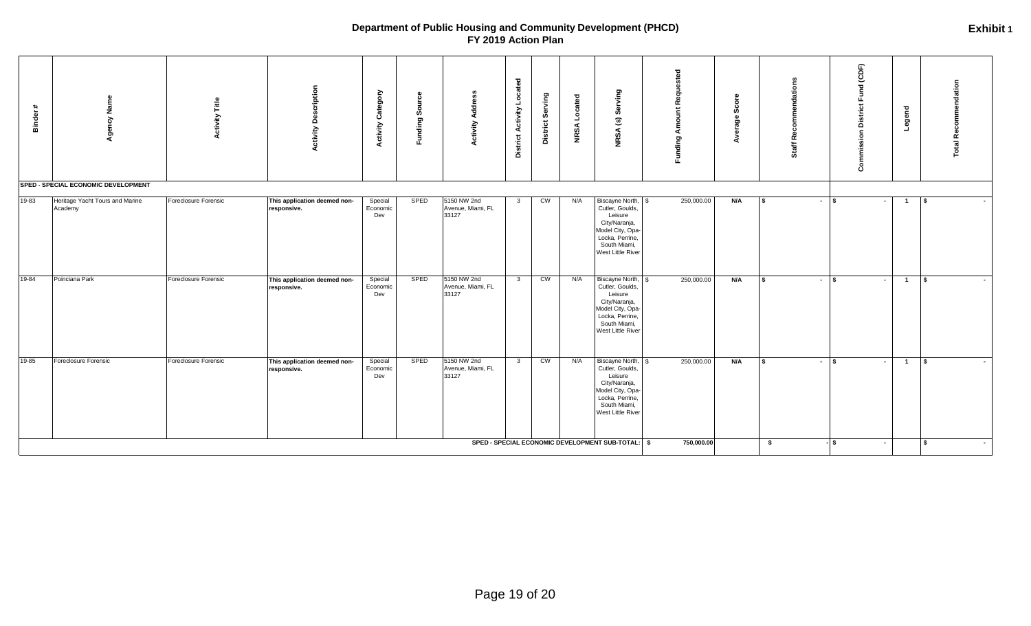# Department of Public Housing and Community Development (PHCD)
## FY 2019 Action Plan

**Exhibit 1**

| Binder # | Agency Name | Activity Title | Activity Description | Activity Category | Funding Source | Activity Address | District Activity Located | District Serving | NRSA Located | NRSA (s) Serving | Funding Amount Requested | Average Score | Staff Recommendations | Commission District Fund (CDF) | Legend | Total Recommendation |
|---|---|---|---|---|---|---|---|---|---|---|---|---|---|---|---|---|
| **SPED - SPECIAL ECONOMIC DEVELOPMENT** | | | | | | | | | | | | | | | | |
| 19-83 | Heritage Yacht Tours and Marine Academy | Foreclosure Forensic | **This application deemed non-responsive.** | Special Economic Dev | SPED | 5150 NW 2nd Avenue, Miami, FL 33127 | 3 | CW | N/A | Biscayne North, Cutler, Goulds, Leisure City/Naranja, Model City, Opa-Locka, Perrine, South Miami, West Little River | $ 250,000.00 | N/A | $ - | $ - | 1 | $ - |
| 19-84 | Poinciana Park | Foreclosure Forensic | **This application deemed non-responsive.** | Special Economic Dev | SPED | 5150 NW 2nd Avenue, Miami, FL 33127 | 3 | CW | N/A | Biscayne North, Cutler, Goulds, Leisure City/Naranja, Model City, Opa-Locka, Perrine, South Miami, West Little River | $ 250,000.00 | N/A | $ - | $ - | 1 | $ - |
| 19-85 | Foreclosure Forensic | Foreclosure Forensic | **This application deemed non-responsive.** | Special Economic Dev | SPED | 5150 NW 2nd Avenue, Miami, FL 33127 | 3 | CW | N/A | Biscayne North, Cutler, Goulds, Leisure City/Naranja, Model City, Opa-Locka, Perrine, South Miami, West Little River | $ 250,000.00 | N/A | $ - | $ - | 1 | $ - |
| | | | | | | | | | | **SPED - SPECIAL ECONOMIC DEVELOPMENT SUB-TOTAL:** | **$ 750,000.00** | | **$ -** | **$ -** | | **$ -** |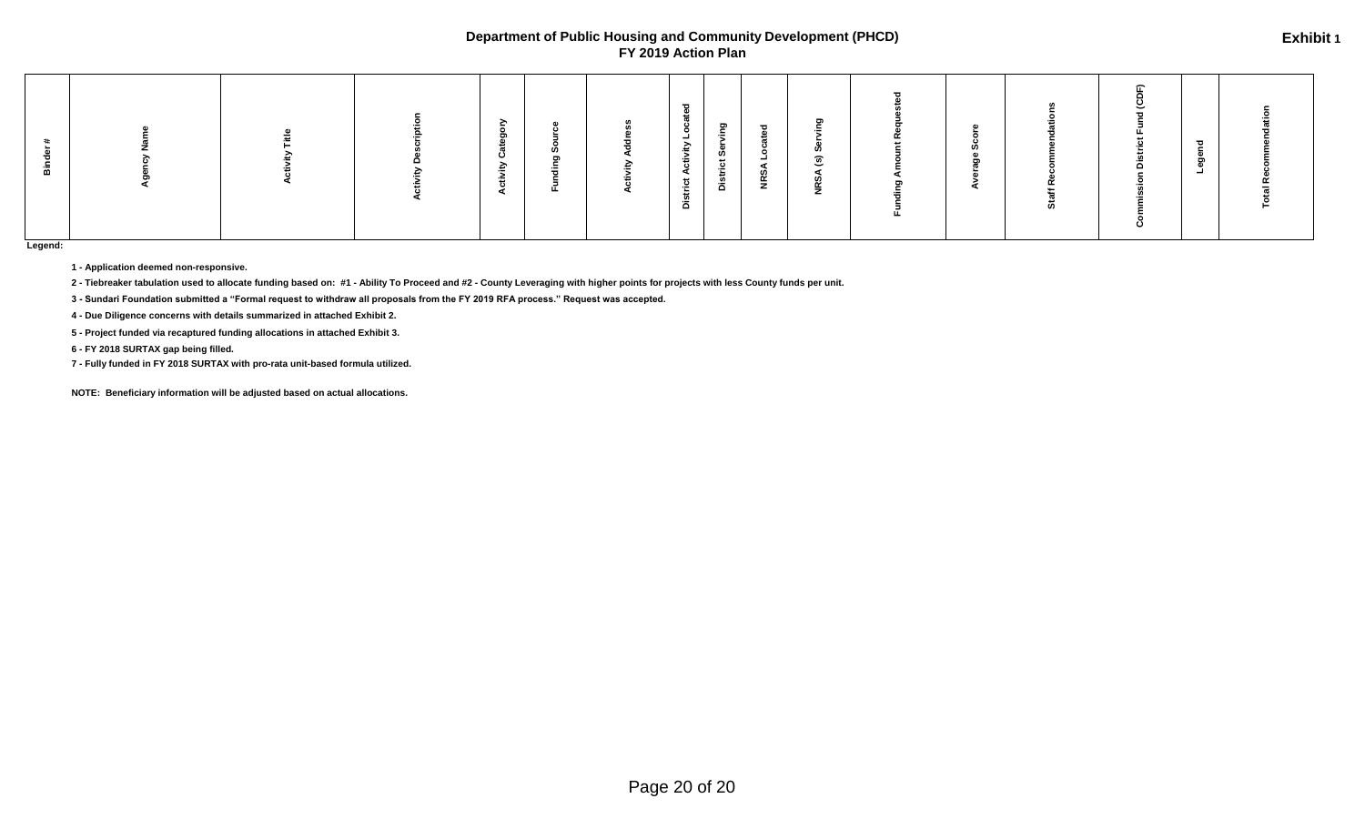# Department of Public Housing and Community Development (PHCD)
## FY 2019 Action Plan

**Exhibit 1**

| Binder # | Agency Name | Activity Title | Activity Description | Activity Category | Funding Source | Activity Address | District Activity Located | District Serving | NRSA Located | NRSA (s) Serving | Funding Amount Requested | Average Score | Staff Recommendations | Commission District Fund (CDF) | Legend | Total Recommendation |
|---|---|---|---|---|---|---|---|---|---|---|---|---|---|---|---|---|

**Legend:**

**1 - Application deemed non-responsive.**

**2 - Tiebreaker tabulation used to allocate funding based on: #1 - Ability To Proceed and #2 - County Leveraging with higher points for projects with less County funds per unit.**

**3 - Sundari Foundation submitted a "Formal request to withdraw all proposals from the FY 2019 RFA process." Request was accepted.**

**4 - Due Diligence concerns with details summarized in attached Exhibit 2.**

**5 - Project funded via recaptured funding allocations in attached Exhibit 3.**

**6 - FY 2018 SURTAX gap being filled.**

**7 - Fully funded in FY 2018 SURTAX with pro-rata unit-based formula utilized.**

**NOTE: Beneficiary information will be adjusted based on actual allocations.**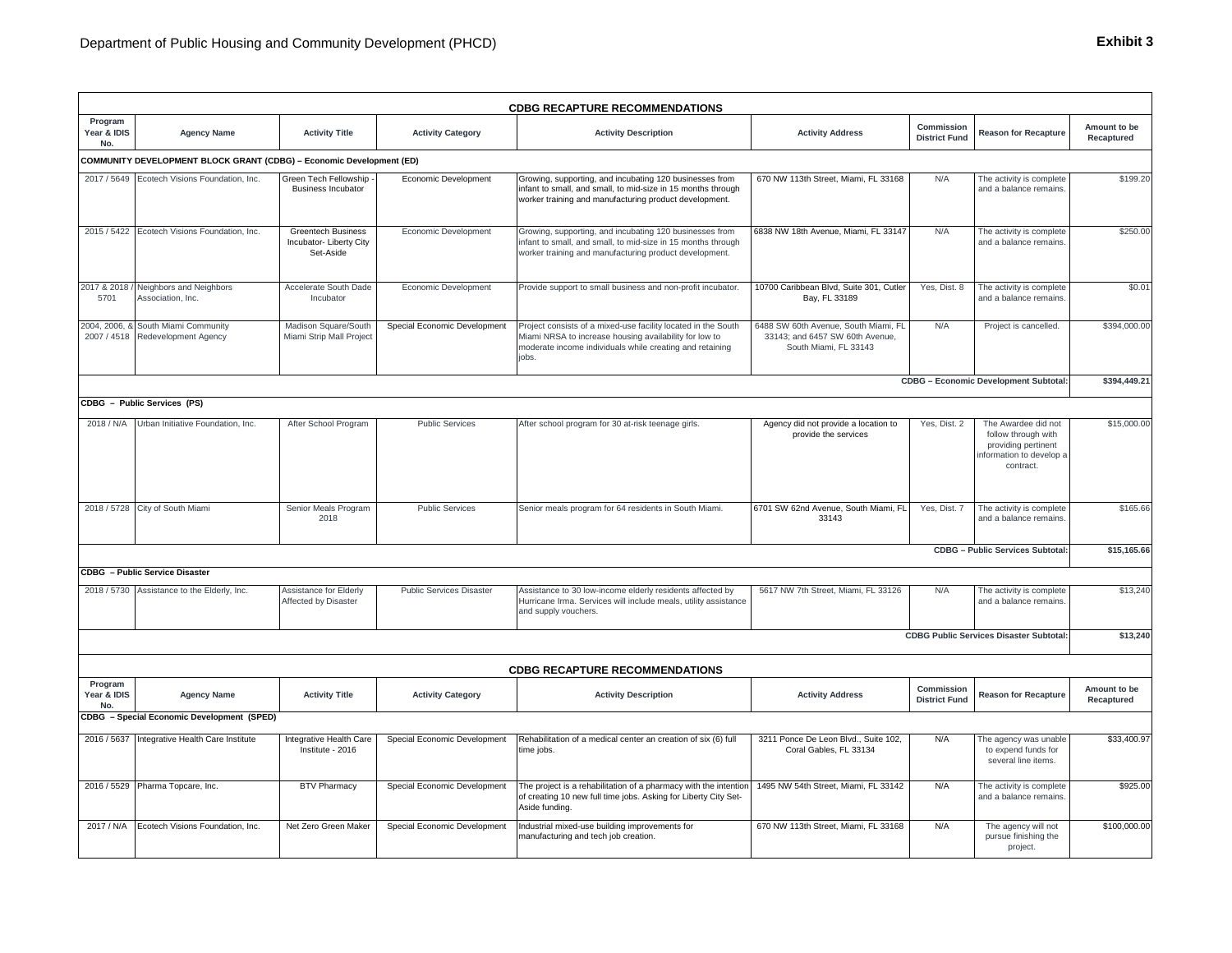Department of Public Housing and Community Development (PHCD)

**Exhibit 3**

| CDBG RECAPTURE RECOMMENDATIONS | | | | | | | | |
|---|---|---|---|---|---|---|---|---|
| **Program Year & IDIS No.** | **Agency Name** | **Activity Title** | **Activity Category** | **Activity Description** | **Activity Address** | **Commission District Fund** | **Reason for Recapture** | **Amount to be Recaptured** |
| **COMMUNITY DEVELOPMENT BLOCK GRANT (CDBG) – Economic Development (ED)** | | | | | | | | |
| 2017 / 5649 | Ecotech Visions Foundation, Inc. | Green Tech Fellowship - Business Incubator | Economic Development | Growing, supporting, and incubating 120 businesses from infant to small, and small, to mid-size in 15 months through worker training and manufacturing product development. | 670 NW 113th Street, Miami, FL 33168 | N/A | The activity is complete and a balance remains. | $199.20 |
| 2015 / 5422 | Ecotech Visions Foundation, Inc. | Greentech Business Incubator- Liberty City Set-Aside | Economic Development | Growing, supporting, and incubating 120 businesses from infant to small, and small, to mid-size in 15 months through worker training and manufacturing product development. | 6838 NW 18th Avenue, Miami, FL 33147 | N/A | The activity is complete and a balance remains. | $250.00 |
| 2017 & 2018 / 5701 | Neighbors and Neighbors Association, Inc. | Accelerate South Dade Incubator | Economic Development | Provide support to small business and non-profit incubator. | 10700 Caribbean Blvd, Suite 301, Cutler Bay, FL 33189 | Yes, Dist. 8 | The activity is complete and a balance remains. | $0.01 |
| 2004, 2006, & 2007 / 4518 | South Miami Community Redevelopment Agency | Madison Square/South Miami Strip Mall Project | Special Economic Development | Project consists of a mixed-use facility located in the South Miami NRSA to increase housing availability for low to moderate income individuals while creating and retaining jobs. | 6488 SW 60th Avenue, South Miami, FL 33143; and 6457 SW 60th Avenue, South Miami, FL 33143 | N/A | Project is cancelled. | $394,000.00 |
| | | | | | | | **CDBG – Economic Development Subtotal:** | **$394,449.21** |
| **CDBG – Public Services (PS)** | | | | | | | | |
| 2018 / N/A | Urban Initiative Foundation, Inc. | After School Program | Public Services | After school program for 30 at-risk teenage girls. | Agency did not provide a location to provide the services | Yes, Dist. 2 | The Awardee did not follow through with providing pertinent information to develop a contract. | $15,000.00 |
| 2018 / 5728 | City of South Miami | Senior Meals Program 2018 | Public Services | Senior meals program for 64 residents in South Miami. | 6701 SW 62nd Avenue, South Miami, FL 33143 | Yes, Dist. 7 | The activity is complete and a balance remains. | $165.66 |
| | | | | | | | **CDBG – Public Services Subtotal:** | **$15,165.66** |
| **CDBG – Public Service Disaster** | | | | | | | | |
| 2018 / 5730 | Assistance to the Elderly, Inc. | Assistance for Elderly Affected by Disaster | Public Services Disaster | Assistance to 30 low-income elderly residents affected by Hurricane Irma. Services will include meals, utility assistance and supply vouchers. | 5617 NW 7th Street, Miami, FL 33126 | N/A | The activity is complete and a balance remains. | $13,240 |
| | | | | | | | **CDBG Public Services Disaster Subtotal:** | **$13,240** |

| CDBG RECAPTURE RECOMMENDATIONS | | | | | | | | |
|---|---|---|---|---|---|---|---|---|
| **Program Year & IDIS No.** | **Agency Name** | **Activity Title** | **Activity Category** | **Activity Description** | **Activity Address** | **Commission District Fund** | **Reason for Recapture** | **Amount to be Recaptured** |
| **CDBG – Special Economic Development (SPED)** | | | | | | | | |
| 2016 / 5637 | Integrative Health Care Institute | Integrative Health Care Institute - 2016 | Special Economic Development | Rehabilitation of a medical center an creation of six (6) full time jobs. | 3211 Ponce De Leon Blvd., Suite 102, Coral Gables, FL 33134 | N/A | The agency was unable to expend funds for several line items. | $33,400.97 |
| 2016 / 5529 | Pharma Topcare, Inc. | BTV Pharmacy | Special Economic Development | The project is a rehabilitation of a pharmacy with the intention of creating 10 new full time jobs. Asking for Liberty City Set-Aside funding. | 1495 NW 54th Street, Miami, FL 33142 | N/A | The activity is complete and a balance remains. | $925.00 |
| 2017 / N/A | Ecotech Visions Foundation, Inc. | Net Zero Green Maker | Special Economic Development | Industrial mixed-use building improvements for manufacturing and tech job creation. | 670 NW 113th Street, Miami, FL 33168 | N/A | The agency will not pursue finishing the project. | $100,000.00 |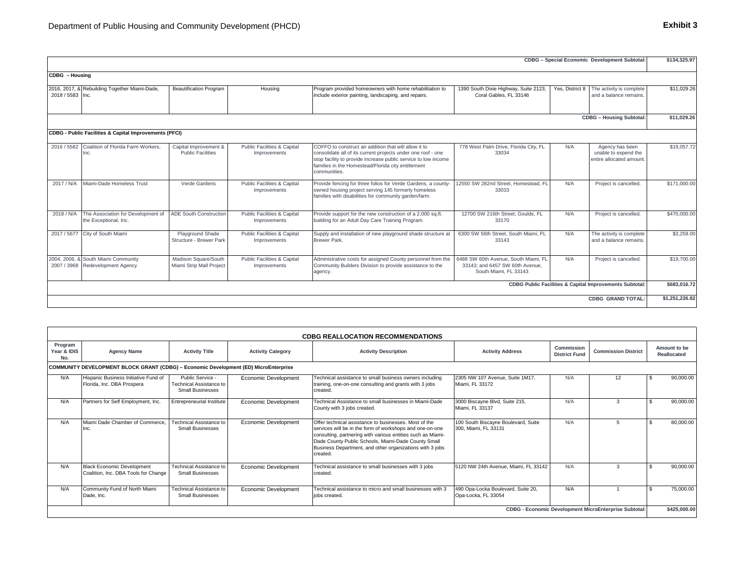# Department of Public Housing and Community Development (PHCD)

**Exhibit 3**

| | | | | | | | | |
|---|---|---|---|---|---|---|---|---|
| | | | | | | | **CDBG – Special Economic Development Subtotal:** | **$134,325.97** |
| **CDBG – Housing** | | | | | | | | |
| 2016, 2017, & 2018 / 5583 | Rebuilding Together Miami-Dade, Inc. | Beautification Program | Housing | Program provided homeowners with home rehabilitation to include exterior painting, landscaping, and repairs. | 1390 South Dixie Highway, Suite 2123, Coral Gables, FL 33146 | Yes, District 8 | The activity is complete and a balance remains. | $11,029.26 |
| | | | | | | | **CDBG – Housing Subtotal:** | **$11,029.26** |
| **CDBG - Public Facilities & Capital Improvements (PFCI)** | | | | | | | | |
| 2016 / 5582 | Coalition of Florida Farm Workers, Inc. | Capital Improvement & Public Facilities | Public Facilities & Capital Improvements | COFFO to construct an addition that will allow it to consolidate all of its current projects under one roof - one stop facility to provide increase public service to low income families in the Homestead/Florida city entitlement communities. | 778 West Palm Drive, Florida City, FL 33034 | N/A | Agency has been unable to expend the entire allocated amount. | $19,057.72 |
| 2017 / N/A | Miami-Dade Homeless Trust | Verde Gardens | Public Facilities & Capital Improvements | Provide fencing for three folios for Verde Gardens, a county-owned housing project serving 145 formerly homeless families with disabilities for community garden/farm. | 12550 SW 282nd Street, Homestead, FL 33033 | N/A | Project is cancelled. | $171,000.00 |
| 2018 / N/A | The Association for Development of the Exceptional, Inc. | ADE South Construction | Public Facilities & Capital Improvements | Provide support for the new construction of a 2,000 sq.ft. building for an Adult Day Care Training Program. | 12700 SW 216th Street, Goulds, FL 33170 | N/A | Project is cancelled. | $470,000.00 |
| 2017 / 5677 | City of South Miami | Playground Shade Structure - Brewer Park | Public Facilities & Capital Improvements | Supply and installation of new playground shade structure at Brewer Park. | 6300 SW 56th Street, South Miami, FL 33143 | N/A | The activity is complete and a balance remains. | $3,259.00 |
| 2004, 2006, & 2007 / 3968 | South Miami Community Redevelopment Agency | Madison Square/South Miami Strip Mall Project | Public Facilities & Capital Improvements | Administrative costs for assigned County personnel from the Community Builders Division to provide assistance to the agency. | 6488 SW 60th Avenue, South Miami, FL 33143; and 6457 SW 60th Avenue, South Miami, FL 33143 | N/A | Project is cancelled. | $19,700.00 |
| | | | | | | | **CDBG Public Facilities & Capital Improvements Subtotal:** | **$683,016.72** |
| | | | | | | | **CDBG GRAND TOTAL:** | **$1,251,226.82** |

**CDBG REALLOCATION RECOMMENDATIONS**

| Program Year & IDIS No. | Agency Name | Activity Title | Activity Category | Activity Description | Activity Address | Commission District Fund | Commission District | Amount to be Reallocated |
|---|---|---|---|---|---|---|---|---|
| **COMMUNITY DEVELOPMENT BLOCK GRANT (CDBG) – Economic Development (ED) MicroEnterprise** | | | | | | | | |
| N/A | Hispanic Business Initiative Fund of Florida, Inc. DBA Prospera | Public Service - Technical Assistance to Small Businesses | Economic Development | Technical assistance to small business owners including training, one-on-one consulting and grants with 3 jobs created. | 2305 NW 107 Avenue, Suite 1M17, Miami, FL 33172 | N/A | 12 | $ 90,000.00 |
| N/A | Partners for Self Employment, Inc. | Entrepreneurial Institute | Economic Development | Technical Assistance to small businesses in Miami-Dade County with 3 jobs created. | 3000 Biscayne Blvd, Suite 215, Miami, FL 33137 | N/A | 3 | $ 90,000.00 |
| N/A | Miami Dade Chamber of Commerce, Inc. | Technical Assistance to Small Businesses | Economic Development | Offer technical assistance to businesses. Most of the services will be in the form of workshops and one-on-one consulting, partnering with various entities such as Miami-Dade County Public Schools, Miami-Dade County Small Business Department, and other organizations with 3 jobs created. | 100 South Biscayne Boulevard, Suite 300, Miami, FL 33131 | N/A | 5 | $ 80,000.00 |
| N/A | Black Economic Development Coalition, Inc. DBA Tools for Change | Technical Assistance to Small Businesses | Economic Development | Technical assistance to small businesses with 3 jobs created. | 5120 NW 24th Avenue, Miami, FL 33142 | N/A | 3 | $ 90,000.00 |
| N/A | Community Fund of North Miami Dade, Inc. | Technical Assistance to Small Businesses | Economic Development | Technical assistance to micro and small businesses with 3 jobs created. | 490 Opa-Locka Boulevard, Suite 20, Opa-Locka, FL 33054 | N/A | 1 | $ 75,000.00 |
| | | | | | | | **CDBG - Economic Development MicroEnterprise Subtotal:** | **$425,000.00** |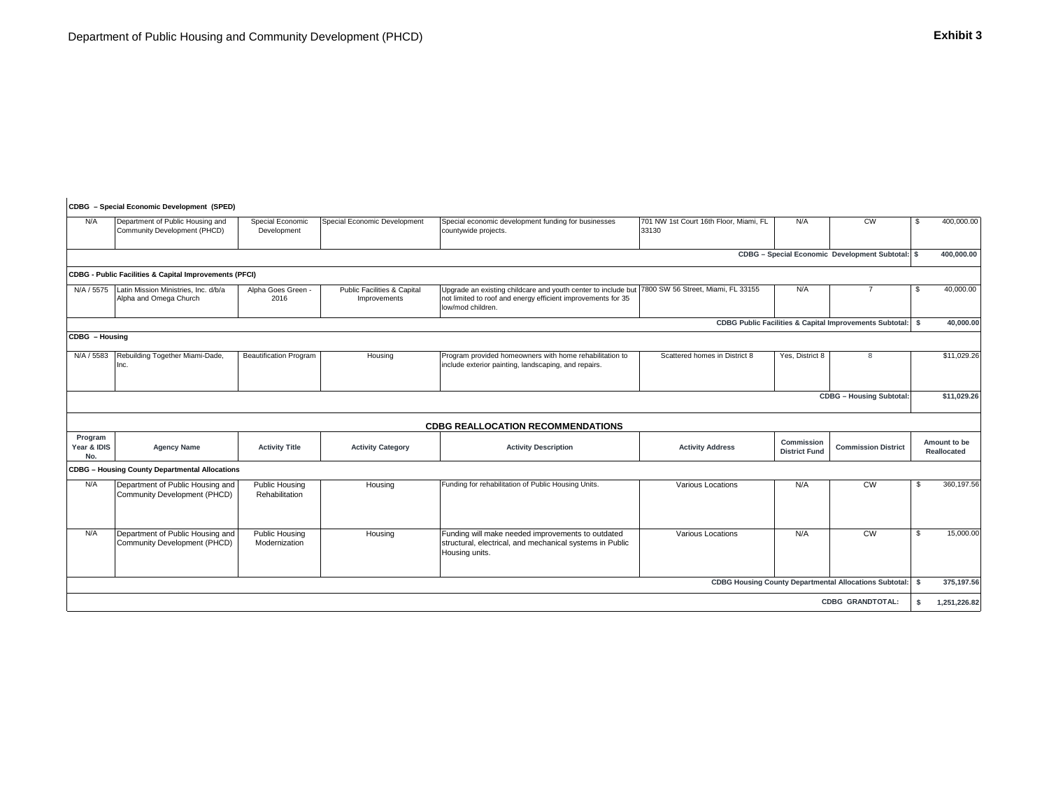Department of Public Housing and Community Development (PHCD)

**Exhibit 3**

| Program Year & IDIS No. | Agency Name | Activity Title | Activity Category | Activity Description | Activity Address | Commission District Fund | Commission District | Amount to be Reallocated |
|---|---|---|---|---|---|---|---|---|
| **CDBG – Special Economic Development (SPED)** | | | | | | | | |
| N/A | Department of Public Housing and Community Development (PHCD) | Special Economic Development | Special Economic Development | Special economic development funding for businesses countywide projects. | 701 NW 1st Court 16th Floor, Miami, FL 33130 | N/A | CW | $ 400,000.00 |
| | | | | | | | **CDBG – Special Economic Development Subtotal:** | **$ 400,000.00** |
| **CDBG - Public Facilities & Capital Improvements (PFCI)** | | | | | | | | |
| N/A / 5575 | Latin Mission Ministries, Inc. d/b/a Alpha and Omega Church | Alpha Goes Green - 2016 | Public Facilities & Capital Improvements | Upgrade an existing childcare and youth center to include but not limited to roof and energy efficient improvements for 35 low/mod children. | 7800 SW 56 Street, Miami, FL 33155 | N/A | 7 | $ 40,000.00 |
| | | | | | | | **CDBG Public Facilities & Capital Improvements Subtotal:** | **$ 40,000.00** |
| **CDBG – Housing** | | | | | | | | |
| N/A / 5583 | Rebuilding Together Miami-Dade, Inc. | Beautification Program | Housing | Program provided homeowners with home rehabilitation to include exterior painting, landscaping, and repairs. | Scattered homes in District 8 | Yes, District 8 | 8 | $11,029.26 |
| | | | | | | | **CDBG – Housing Subtotal:** | **$11,029.26** |

**CDBG REALLOCATION RECOMMENDATIONS**

| Program Year & IDIS No. | Agency Name | Activity Title | Activity Category | Activity Description | Activity Address | Commission District Fund | Commission District | Amount to be Reallocated |
|---|---|---|---|---|---|---|---|---|
| **CDBG – Housing County Departmental Allocations** | | | | | | | | |
| N/A | Department of Public Housing and Community Development (PHCD) | Public Housing Rehabilitation | Housing | Funding for rehabilitation of Public Housing Units. | Various Locations | N/A | CW | $ 360,197.56 |
| N/A | Department of Public Housing and Community Development (PHCD) | Public Housing Modernization | Housing | Funding will make needed improvements to outdated structural, electrical, and mechanical systems in Public Housing units. | Various Locations | N/A | CW | $ 15,000.00 |
| | | | | | | | **CDBG Housing County Departmental Allocations Subtotal:** | **$ 375,197.56** |
| | | | | | | | **CDBG GRANDTOTAL:** | **$ 1,251,226.82** |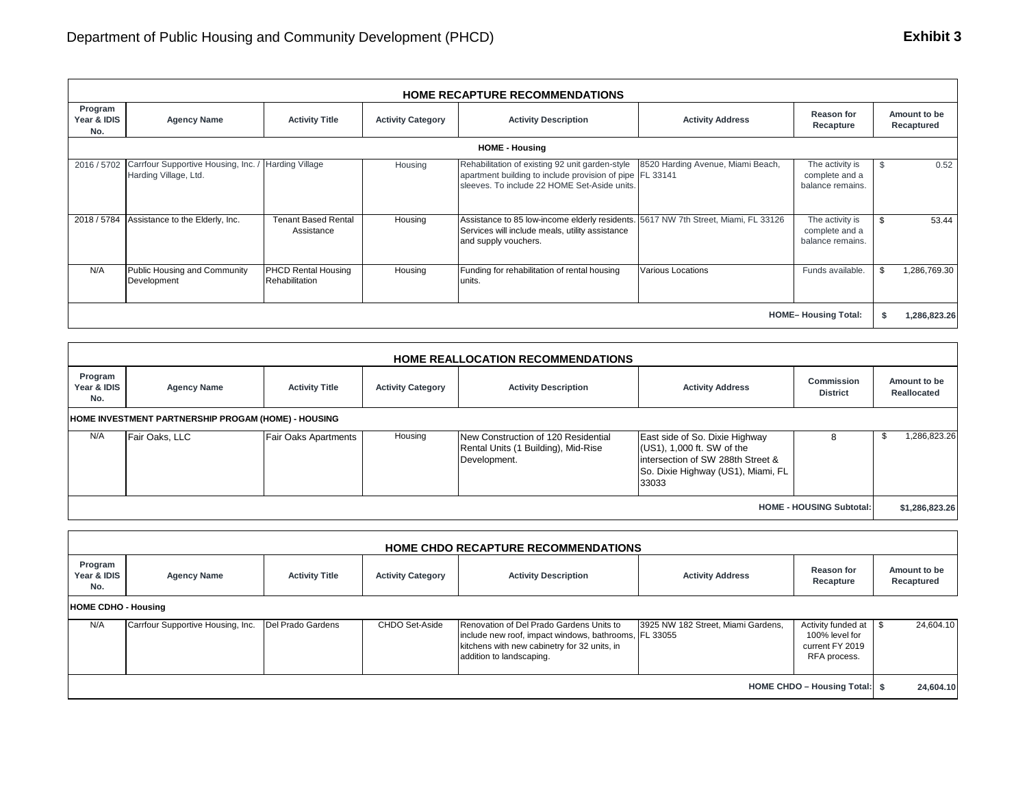Department of Public Housing and Community Development (PHCD) **Exhibit 3**

| **HOME RECAPTURE RECOMMENDATIONS** | | | | | | | |
|---|---|---|---|---|---|---|---|
| **Program Year & IDIS No.** | **Agency Name** | **Activity Title** | **Activity Category** | **Activity Description** | **Activity Address** | **Reason for Recapture** | **Amount to be Recaptured** |
| | | | | **HOME - Housing** | | | |
| 2016 / 5702 | Carrfour Supportive Housing, Inc. / Harding Village, Ltd. | Harding Village | Housing | Rehabilitation of existing 92 unit garden-style apartment building to include provision of pipe sleeves. To include 22 HOME Set-Aside units. | 8520 Harding Avenue, Miami Beach, FL 33141 | The activity is complete and a balance remains. | $ 0.52 |
| 2018 / 5784 | Assistance to the Elderly, Inc. | Tenant Based Rental Assistance | Housing | Assistance to 85 low-income elderly residents. Services will include meals, utility assistance and supply vouchers. | 5617 NW 7th Street, Miami, FL 33126 | The activity is complete and a balance remains. | $ 53.44 |
| N/A | Public Housing and Community Development | PHCD Rental Housing Rehabilitation | Housing | Funding for rehabilitation of rental housing units. | Various Locations | Funds available. | $ 1,286,769.30 |
| | | | | | | **HOME– Housing Total:** | **$ 1,286,823.26** |

| **HOME REALLOCATION RECOMMENDATIONS** | | | | | | | |
|---|---|---|---|---|---|---|---|
| **Program Year & IDIS No.** | **Agency Name** | **Activity Title** | **Activity Category** | **Activity Description** | **Activity Address** | **Commission District** | **Amount to be Reallocated** |
| **HOME INVESTMENT PARTNERSHIP PROGAM (HOME) - HOUSING** | | | | | | | |
| N/A | Fair Oaks, LLC | Fair Oaks Apartments | Housing | New Construction of 120 Residential Rental Units (1 Building), Mid-Rise Development. | East side of So. Dixie Highway (US1), 1,000 ft. SW of the intersection of SW 288th Street & So. Dixie Highway (US1), Miami, FL 33033 | 8 | $ 1,286,823.26 |
| | | | | | | **HOME - HOUSING Subtotal:** | **$1,286,823.26** |

| **HOME CHDO RECAPTURE RECOMMENDATIONS** | | | | | | | |
|---|---|---|---|---|---|---|---|
| **Program Year & IDIS No.** | **Agency Name** | **Activity Title** | **Activity Category** | **Activity Description** | **Activity Address** | **Reason for Recapture** | **Amount to be Recaptured** |
| **HOME CDHO - Housing** | | | | | | | |
| N/A | Carrfour Supportive Housing, Inc. | Del Prado Gardens | CHDO Set-Aside | Renovation of Del Prado Gardens Units to include new roof, impact windows, bathrooms, kitchens with new cabinetry for 32 units, in addition to landscaping. | 3925 NW 182 Street, Miami Gardens, FL 33055 | Activity funded at 100% level for current FY 2019 RFA process. | $ 24,604.10 |
| | | | | | | **HOME CHDO – Housing Total:** | **$ 24,604.10** |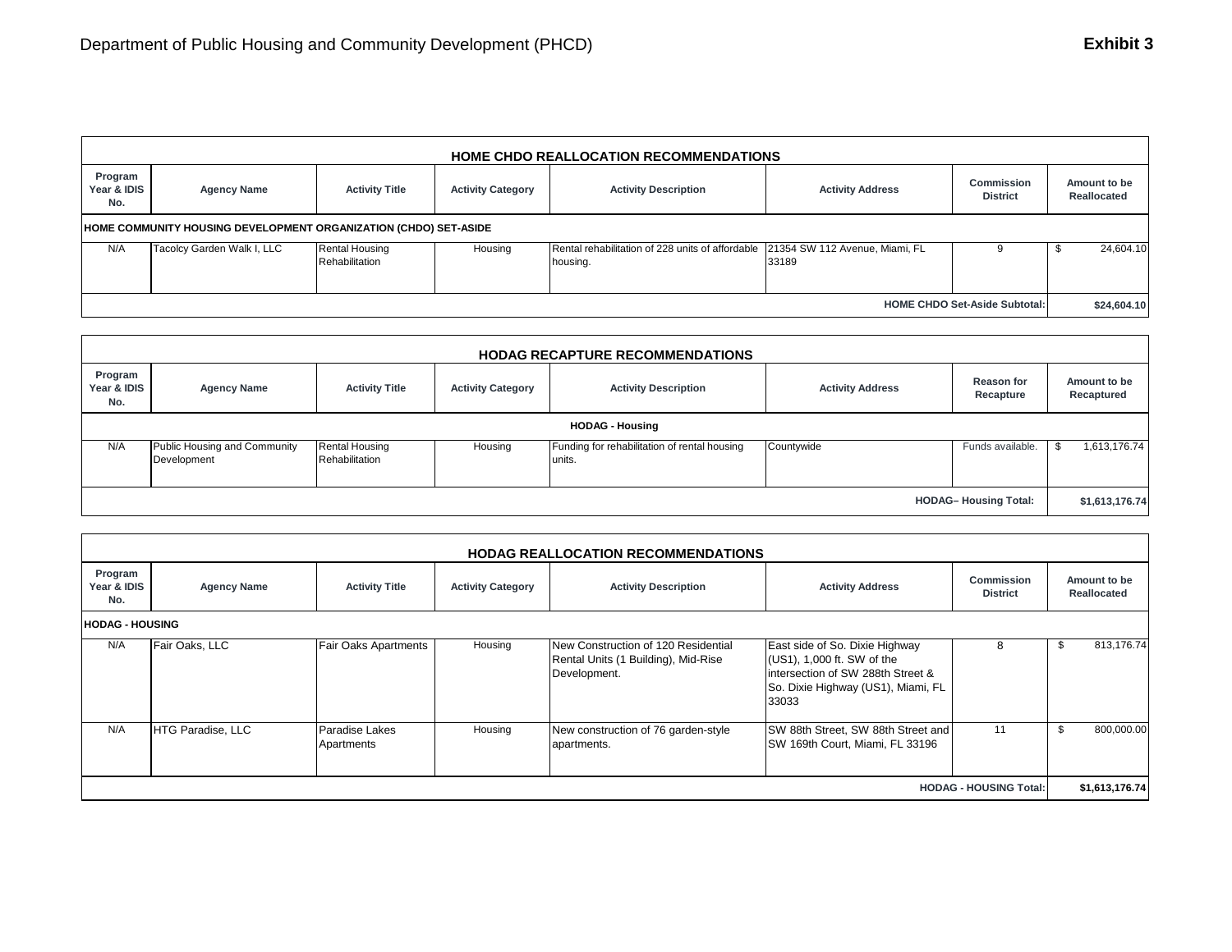Department of Public Housing and Community Development (PHCD) **Exhibit 3**

## HOME CHDO REALLOCATION RECOMMENDATIONS

| Program Year & IDIS No. | Agency Name | Activity Title | Activity Category | Activity Description | Activity Address | Commission District | Amount to be Reallocated |
|---|---|---|---|---|---|---|---|
| **HOME COMMUNITY HOUSING DEVELOPMENT ORGANIZATION (CHDO) SET-ASIDE** | | | | | | | |
| N/A | Tacolcy Garden Walk I, LLC | Rental Housing Rehabilitation | Housing | Rental rehabilitation of 228 units of affordable housing. | 21354 SW 112 Avenue, Miami, FL 33189 | 9 | $ 24,604.10 |
| | | | | | | **HOME CHDO Set-Aside Subtotal:** | **$24,604.10** |

## HODAG RECAPTURE RECOMMENDATIONS

| Program Year & IDIS No. | Agency Name | Activity Title | Activity Category | Activity Description | Activity Address | Reason for Recapture | Amount to be Recaptured |
|---|---|---|---|---|---|---|---|
| | | | | **HODAG - Housing** | | | |
| N/A | Public Housing and Community Development | Rental Housing Rehabilitation | Housing | Funding for rehabilitation of rental housing units. | Countywide | Funds available. | $ 1,613,176.74 |
| | | | | | | **HODAG– Housing Total:** | **$1,613,176.74** |

## HODAG REALLOCATION RECOMMENDATIONS

| Program Year & IDIS No. | Agency Name | Activity Title | Activity Category | Activity Description | Activity Address | Commission District | Amount to be Reallocated |
|---|---|---|---|---|---|---|---|
| **HODAG - HOUSING** | | | | | | | |
| N/A | Fair Oaks, LLC | Fair Oaks Apartments | Housing | New Construction of 120 Residential Rental Units (1 Building), Mid-Rise Development. | East side of So. Dixie Highway (US1), 1,000 ft. SW of the intersection of SW 288th Street & So. Dixie Highway (US1), Miami, FL 33033 | 8 | $ 813,176.74 |
| N/A | HTG Paradise, LLC | Paradise Lakes Apartments | Housing | New construction of 76 garden-style apartments. | SW 88th Street, SW 88th Street and SW 169th Court, Miami, FL 33196 | 11 | $ 800,000.00 |
| | | | | | | **HODAG - HOUSING Total:** | **$1,613,176.74** |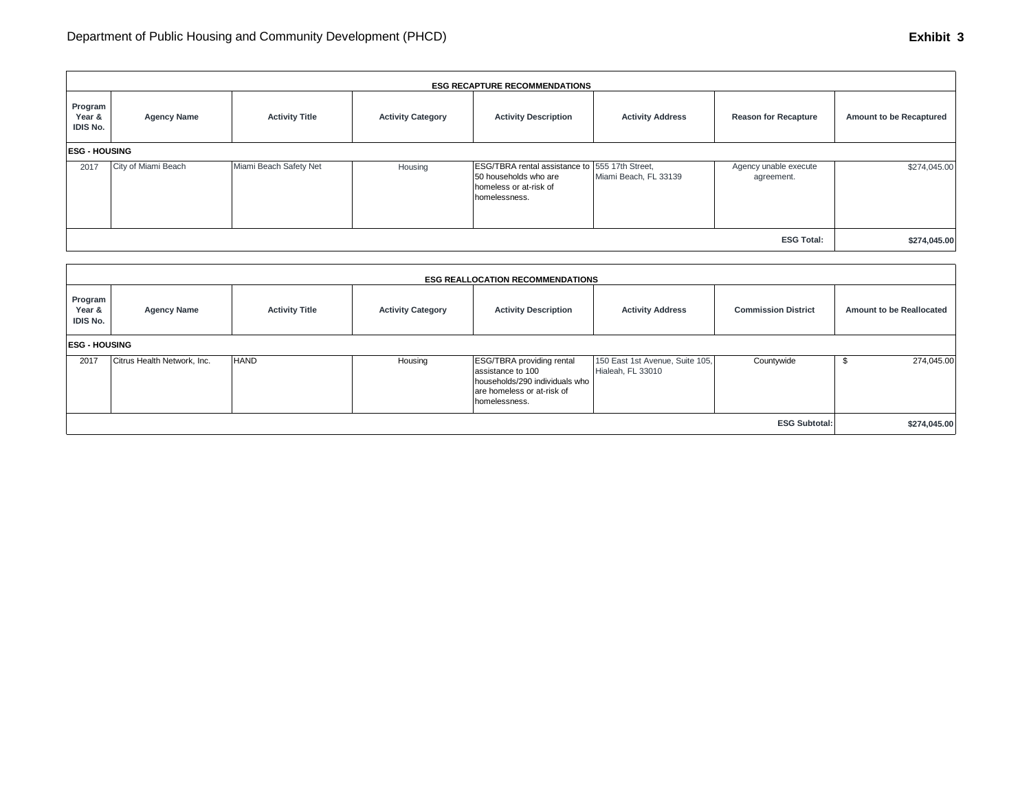Department of Public Housing and Community Development (PHCD)

**Exhibit 3**

| ESG RECAPTURE RECOMMENDATIONS | | | | | | | |
|---|---|---|---|---|---|---|---|
| **Program Year & IDIS No.** | **Agency Name** | **Activity Title** | **Activity Category** | **Activity Description** | **Activity Address** | **Reason for Recapture** | **Amount to be Recaptured** |
| **ESG - HOUSING** | | | | | | | |
| 2017 | City of Miami Beach | Miami Beach Safety Net | Housing | ESG/TBRA rental assistance to 50 households who are homeless or at-risk of homelessness. | 555 17th Street, Miami Beach, FL 33139 | Agency unable execute agreement. | $274,045.00 |
| | | | | | | **ESG Total:** | **$274,045.00** |

| ESG REALLOCATION RECOMMENDATIONS | | | | | | | |
|---|---|---|---|---|---|---|---|
| **Program Year & IDIS No.** | **Agency Name** | **Activity Title** | **Activity Category** | **Activity Description** | **Activity Address** | **Commission District** | **Amount to be Reallocated** |
| **ESG - HOUSING** | | | | | | | |
| 2017 | Citrus Health Network, Inc. | HAND | Housing | ESG/TBRA providing rental assistance to 100 households/290 individuals who are homeless or at-risk of homelessness. | 150 East 1st Avenue, Suite 105, Hialeah, FL 33010 | Countywide | $ 274,045.00 |
| | | | | | | **ESG Subtotal:** | **$274,045.00** |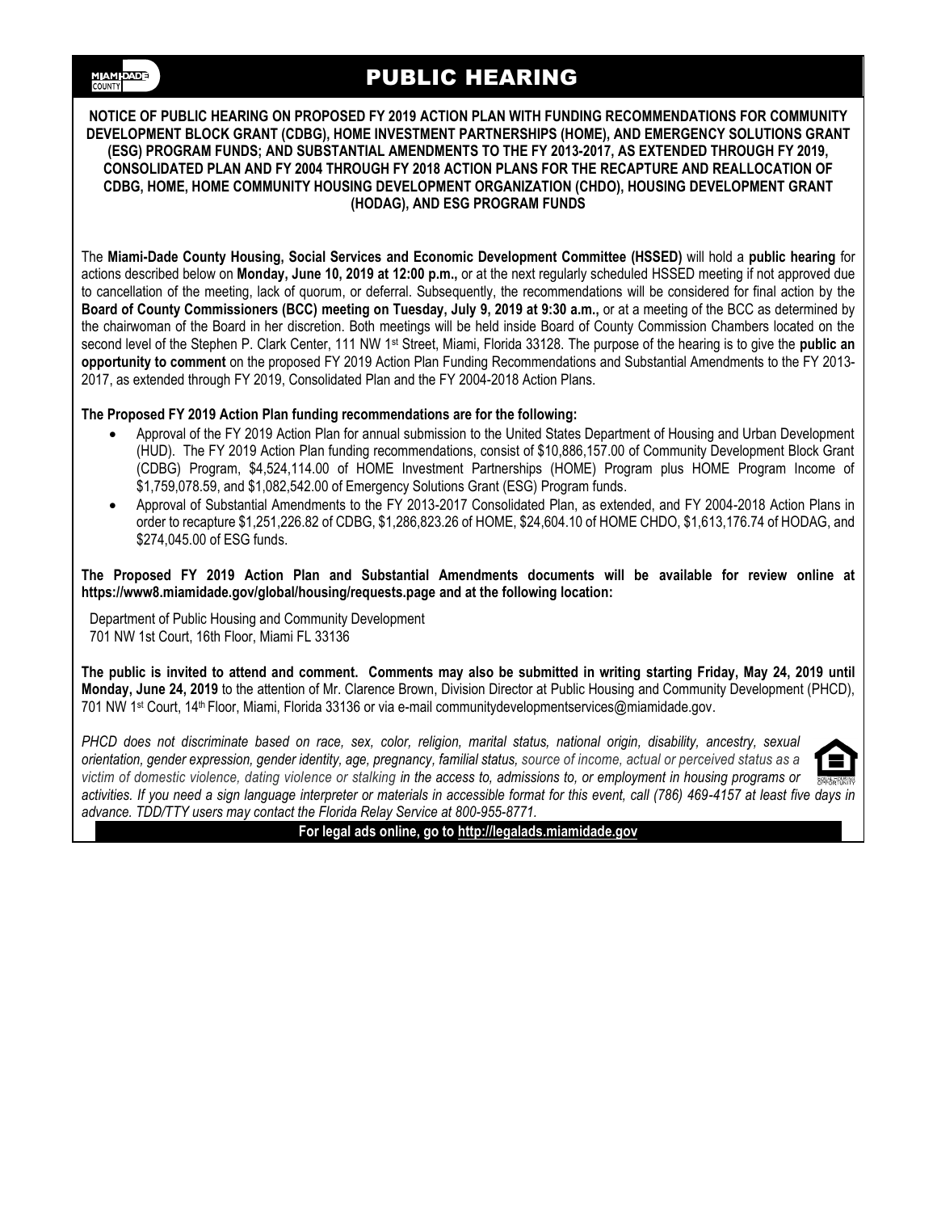# PUBLIC HEARING

**NOTICE OF PUBLIC HEARING ON PROPOSED FY 2019 ACTION PLAN WITH FUNDING RECOMMENDATIONS FOR COMMUNITY DEVELOPMENT BLOCK GRANT (CDBG), HOME INVESTMENT PARTNERSHIPS (HOME), AND EMERGENCY SOLUTIONS GRANT (ESG) PROGRAM FUNDS; AND SUBSTANTIAL AMENDMENTS TO THE FY 2013-2017, AS EXTENDED THROUGH FY 2019, CONSOLIDATED PLAN AND FY 2004 THROUGH FY 2018 ACTION PLANS FOR THE RECAPTURE AND REALLOCATION OF CDBG, HOME, HOME COMMUNITY HOUSING DEVELOPMENT ORGANIZATION (CHDO), HOUSING DEVELOPMENT GRANT (HODAG), AND ESG PROGRAM FUNDS**

The **Miami-Dade County Housing, Social Services and Economic Development Committee (HSSED)** will hold a **public hearing** for actions described below on **Monday, June 10, 2019 at 12:00 p.m.,** or at the next regularly scheduled HSSED meeting if not approved due to cancellation of the meeting, lack of quorum, or deferral. Subsequently, the recommendations will be considered for final action by the **Board of County Commissioners (BCC) meeting on Tuesday, July 9, 2019 at 9:30 a.m.,** or at a meeting of the BCC as determined by the chairwoman of the Board in her discretion. Both meetings will be held inside Board of County Commission Chambers located on the second level of the Stephen P. Clark Center, 111 NW 1st Street, Miami, Florida 33128. The purpose of the hearing is to give the **public an opportunity to comment** on the proposed FY 2019 Action Plan Funding Recommendations and Substantial Amendments to the FY 2013-2017, as extended through FY 2019, Consolidated Plan and the FY 2004-2018 Action Plans.

**The Proposed FY 2019 Action Plan funding recommendations are for the following:**

- Approval of the FY 2019 Action Plan for annual submission to the United States Department of Housing and Urban Development (HUD). The FY 2019 Action Plan funding recommendations, consist of $10,886,157.00 of Community Development Block Grant (CDBG) Program, $4,524,114.00 of HOME Investment Partnerships (HOME) Program plus HOME Program Income of $1,759,078.59, and $1,082,542.00 of Emergency Solutions Grant (ESG) Program funds.
- Approval of Substantial Amendments to the FY 2013-2017 Consolidated Plan, as extended, and FY 2004-2018 Action Plans in order to recapture $1,251,226.82 of CDBG, $1,286,823.26 of HOME, $24,604.10 of HOME CHDO, $1,613,176.74 of HODAG, and $274,045.00 of ESG funds.

**The Proposed FY 2019 Action Plan and Substantial Amendments documents will be available for review online at https://www8.miamidade.gov/global/housing/requests.page and at the following location:**

Department of Public Housing and Community Development
701 NW 1st Court, 16th Floor, Miami FL 33136

**The public is invited to attend and comment. Comments may also be submitted in writing starting Friday, May 24, 2019 until Monday, June 24, 2019** to the attention of Mr. Clarence Brown, Division Director at Public Housing and Community Development (PHCD), 701 NW 1st Court, 14th Floor, Miami, Florida 33136 or via e-mail communitydevelopmentservices@miamidade.gov.

*PHCD does not discriminate based on race, sex, color, religion, marital status, national origin, disability, ancestry, sexual orientation, gender expression, gender identity, age, pregnancy, familial status, source of income, actual or perceived status as a victim of domestic violence, dating violence or stalking in the access to, admissions to, or employment in housing programs or activities. If you need a sign language interpreter or materials in accessible format for this event, call (786) 469-4157 at least five days in advance. TDD/TTY users may contact the Florida Relay Service at 800-955-8771.*

**For legal ads online, go to http://legalads.miamidade.gov**